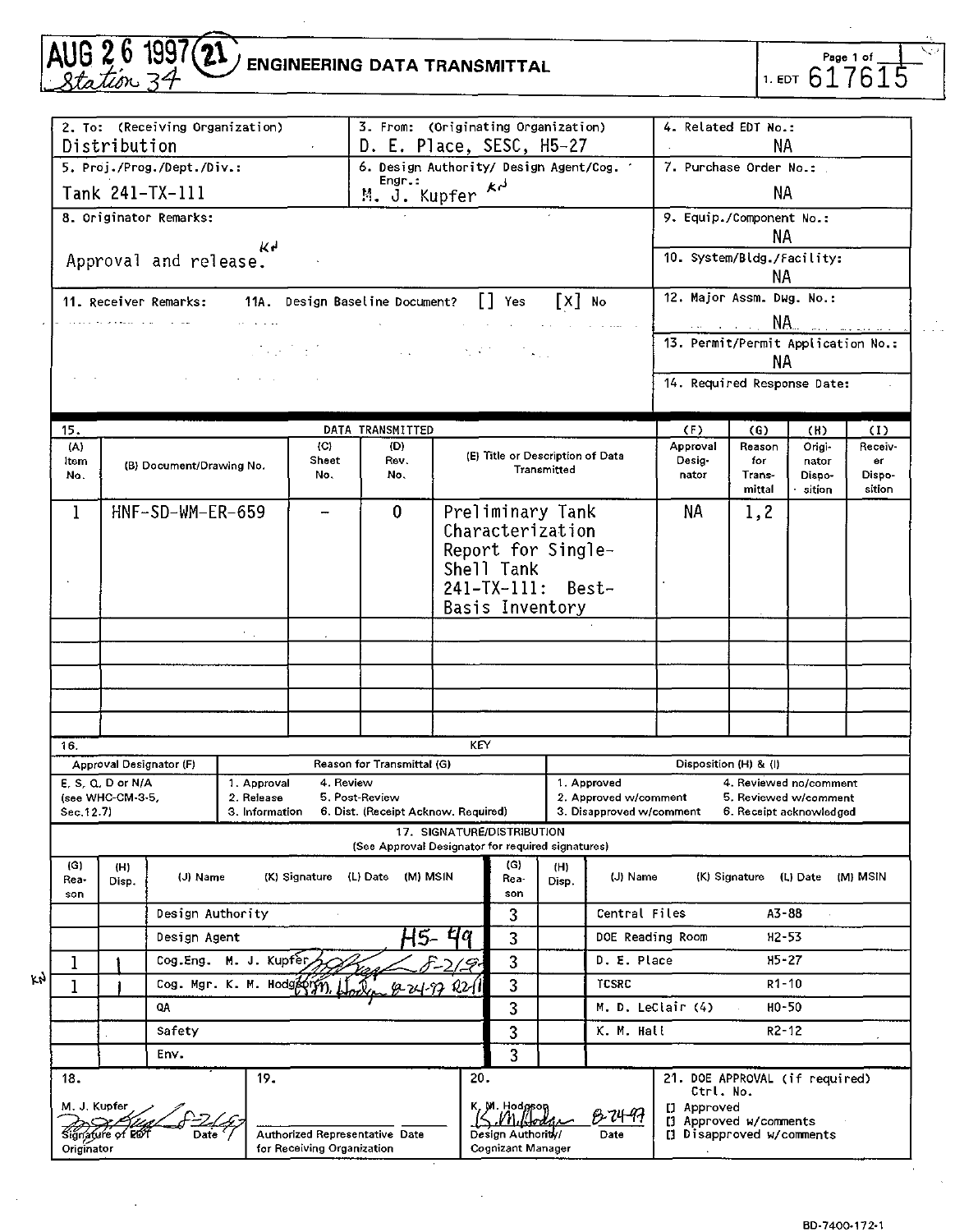AUG 26 1997 (21) Station 34

# ENGINEERING DATA TRANSMITTAL

Page 1 of 1

1. EDT 617615

| 2. To: (Receiving Organization) | 3. From: (Originating Organization) | 4. Related EDT No.: |
|---|---|---|
| Distribution | D. E. Place, SESC, H5-27 | NA |
| 5. Proj./Prog./Dept./Div.: Tank 241-TX-111 | 6. Design Authority/ Design Agent/Cog. Engr.: M. J. Kupfer | 7. Purchase Order No.: NA |
| 8. Originator Remarks: Approval and release. | | 9. Equip./Component No.: NA |
| | | 10. System/Bldg./Facility: NA |
| 11. Receiver Remarks: 11A. Design Baseline Document? [] Yes [X] No | | 12. Major Assm. Dwg. No.: NA |
| | | 13. Permit/Permit Application No.: NA |
| | | 14. Required Response Date: |

**15. DATA TRANSMITTED**

| (A) Item No. | (B) Document/Drawing No. | (C) Sheet No. | (D) Rev. No. | (E) Title or Description of Data Transmitted | (F) Approval Designator | (G) Reason for Transmittal | (H) Originator Disposition | (I) Receiver Disposition |
|---|---|---|---|---|---|---|---|---|
| 1 | HNF-SD-WM-ER-659 | - | 0 | Preliminary Tank Characterization Report for Single-Shell Tank 241-TX-111: Best-Basis Inventory | NA | 1,2 | | |

**16. KEY**

| Approval Designator (F) | Reason for Transmittal (G) | | Disposition (H) & (I) | |
|---|---|---|---|---|
| E, S, Q, D or N/A (see WHC-CM-3-5, Sec.12.7) | 1. Approval | 4. Review | 1. Approved | 4. Reviewed no/comment |
| | 2. Release | 5. Post-Review | 2. Approved w/comment | 5. Reviewed w/comment |
| | 3. Information | 6. Dist. (Receipt Acknow. Required) | 3. Disapproved w/comment | 6. Receipt acknowledged |

**17. SIGNATURE/DISTRIBUTION**
(See Approval Designator for required signatures)

| (G) Reason | (H) Disp. | (J) Name (K) Signature (L) Date (M) MSIN | (G) Reason | (H) Disp. | (J) Name (K) Signature (L) Date (M) MSIN |
|---|---|---|---|---|---|
| | | Design Authority | 3 | | Central Files A3-88 |
| | | Design Agent H5-49 | 3 | | DOE Reading Room H2-53 |
| 1 | 1 | Cog.Eng. M. J. Kupfer [signature] 8-21-97 | 3 | | D. E. Place H5-27 |
| 1 | 1 | Cog. Mgr. K. M. Hodgson [signature] 8-24-97 R2-11 | 3 | | TCSRC R1-10 |
| | | QA | 3 | | M. D. LeClair (4) H0-50 |
| | | Safety | 3 | | K. M. Hall R2-12 |
| | | Env. | 3 | | |

| 18. | 19. | 20. | 21. DOE APPROVAL (if required) Ctrl. No. |
|---|---|---|---|
| M. J. Kupfer [signature] 8-21-97<br>Signature of EDT Originator Date | Authorized Representative Date for Receiving Organization | K. M. Hodgson [signature] 8-24-97<br>Design Authority/ Cognizant Manager Date | [] Approved<br>[] Approved w/comments<br>[] Disapproved w/comments |

BD-7400-172-1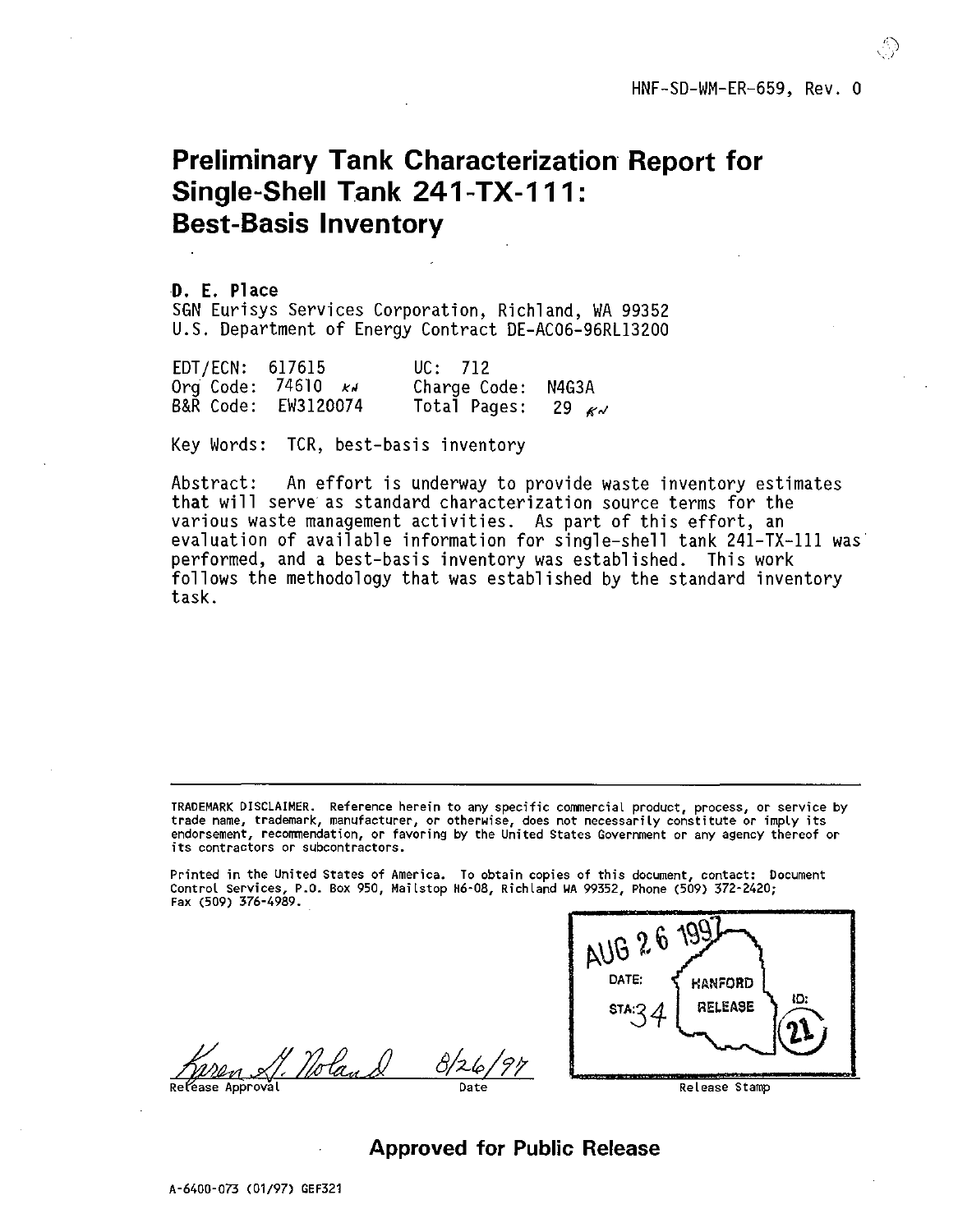HNF-SD-WM-ER-659, Rev. 0

# Preliminary Tank Characterization Report for Single-Shell Tank 241-TX-111: Best-Basis Inventory

**D. E. Place**
SGN Eurisys Services Corporation, Richland, WA 99352
U.S. Department of Energy Contract DE-AC06-96RL13200

EDT/ECN: 617615 UC: 712
Org Code: 74610 Charge Code: N4G3A
B&R Code: EW3120074 Total Pages: 29

Key Words: TCR, best-basis inventory

Abstract: An effort is underway to provide waste inventory estimates that will serve as standard characterization source terms for the various waste management activities. As part of this effort, an evaluation of available information for single-shell tank 241-TX-111 was performed, and a best-basis inventory was established. This work follows the methodology that was established by the standard inventory task.

---

TRADEMARK DISCLAIMER. Reference herein to any specific commercial product, process, or service by trade name, trademark, manufacturer, or otherwise, does not necessarily constitute or imply its endorsement, recommendation, or favoring by the United States Government or any agency thereof or its contractors or subcontractors.

Printed in the United States of America. To obtain copies of this document, contact: Document Control Services, P.O. Box 950, Mailstop H6-08, Richland WA 99352, Phone (509) 372-2420; Fax (509) 376-4989.

Karen A. Noland 8/26/97
Release Approval Date

AUG 26 1997
DATE: HANFORD
STA: 34 RELEASE ID: 21
Release Stamp

**Approved for Public Release**

A-6400-073 (01/97) GEF321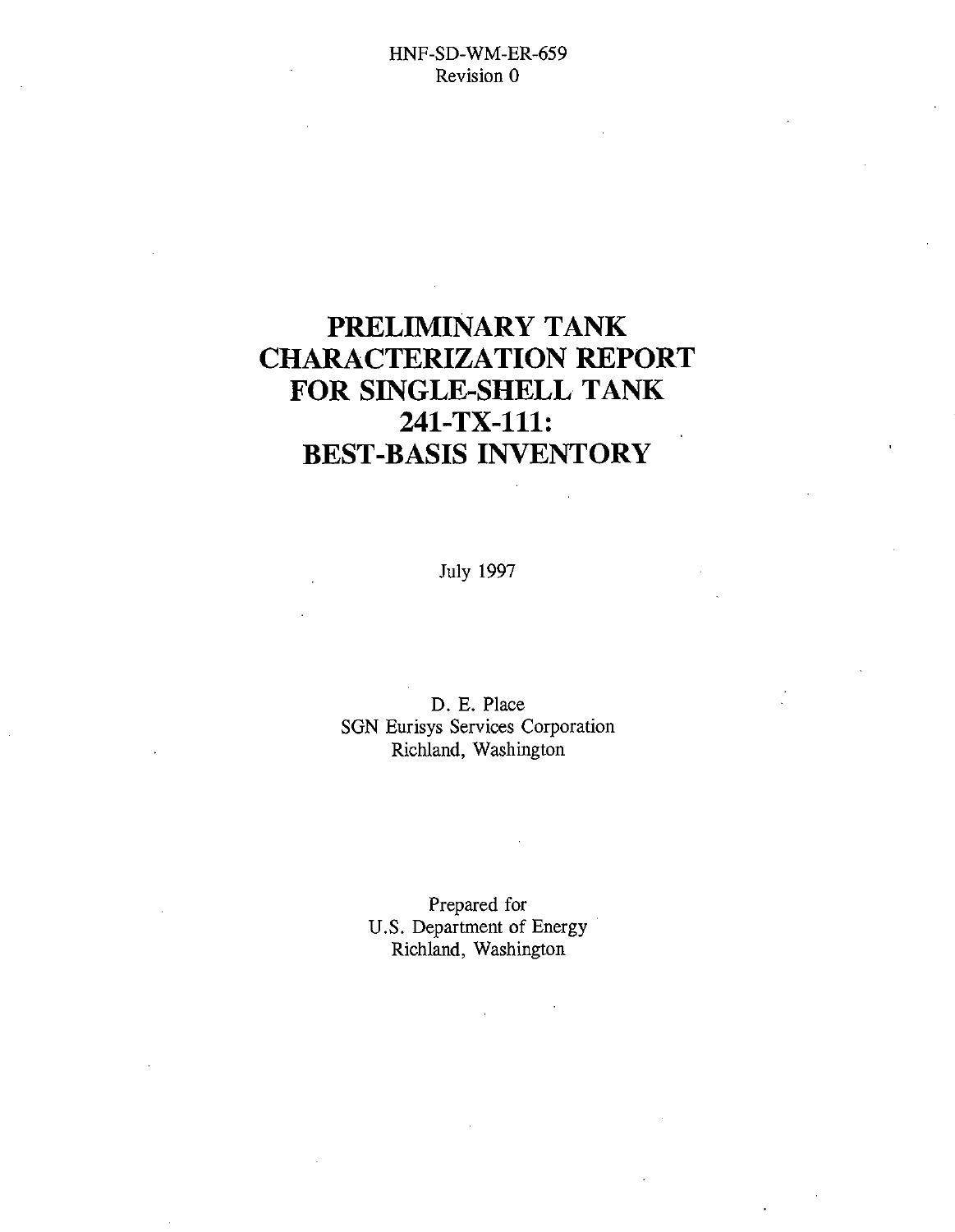HNF-SD-WM-ER-659
Revision 0

# PRELIMINARY TANK CHARACTERIZATION REPORT FOR SINGLE-SHELL TANK 241-TX-111: BEST-BASIS INVENTORY

July 1997

D. E. Place
SGN Eurisys Services Corporation
Richland, Washington

Prepared for
U.S. Department of Energy
Richland, Washington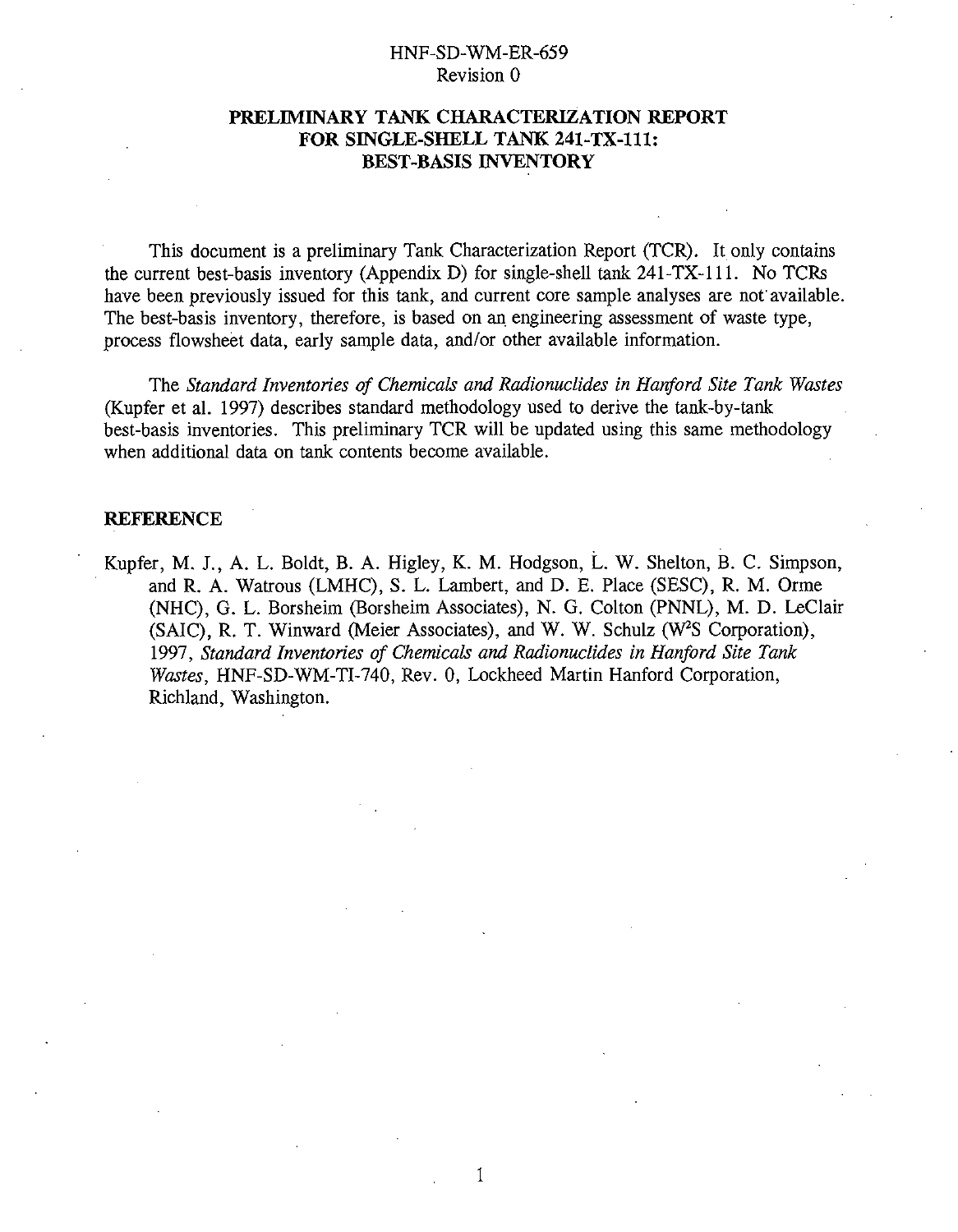HNF-SD-WM-ER-659
Revision 0

# PRELIMINARY TANK CHARACTERIZATION REPORT FOR SINGLE-SHELL TANK 241-TX-111: BEST-BASIS INVENTORY

This document is a preliminary Tank Characterization Report (TCR). It only contains the current best-basis inventory (Appendix D) for single-shell tank 241-TX-111. No TCRs have been previously issued for this tank, and current core sample analyses are not available. The best-basis inventory, therefore, is based on an engineering assessment of waste type, process flowsheet data, early sample data, and/or other available information.

The *Standard Inventories of Chemicals and Radionuclides in Hanford Site Tank Wastes* (Kupfer et al. 1997) describes standard methodology used to derive the tank-by-tank best-basis inventories. This preliminary TCR will be updated using this same methodology when additional data on tank contents become available.

## REFERENCE

Kupfer, M. J., A. L. Boldt, B. A. Higley, K. M. Hodgson, L. W. Shelton, B. C. Simpson, and R. A. Watrous (LMHC), S. L. Lambert, and D. E. Place (SESC), R. M. Orme (NHC), G. L. Borsheim (Borsheim Associates), N. G. Colton (PNNL), M. D. LeClair (SAIC), R. T. Winward (Meier Associates), and W. W. Schulz ($W^2S$ Corporation), 1997, *Standard Inventories of Chemicals and Radionuclides in Hanford Site Tank Wastes*, HNF-SD-WM-TI-740, Rev. 0, Lockheed Martin Hanford Corporation, Richland, Washington.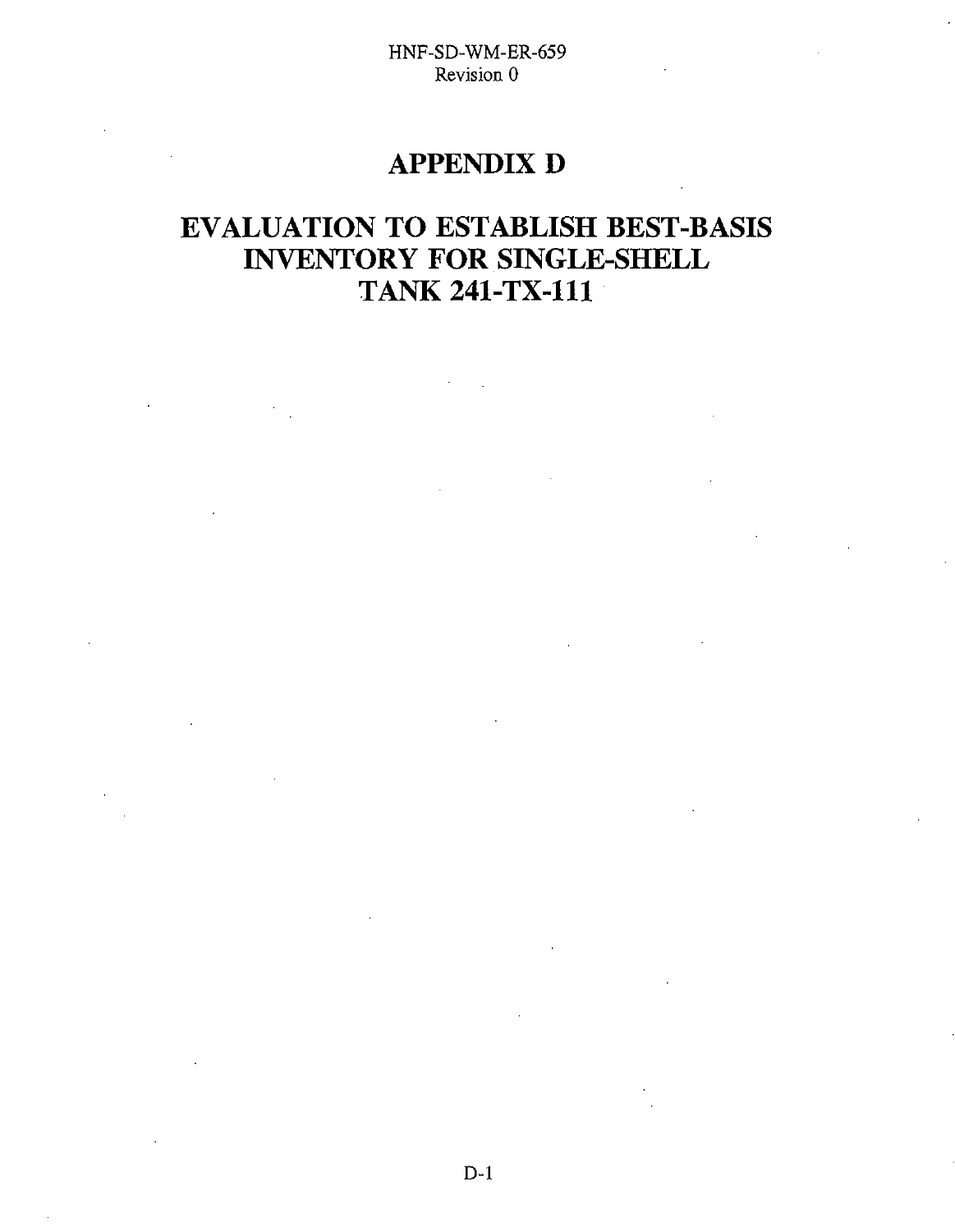# APPENDIX D

# EVALUATION TO ESTABLISH BEST-BASIS INVENTORY FOR SINGLE-SHELL TANK 241-TX-111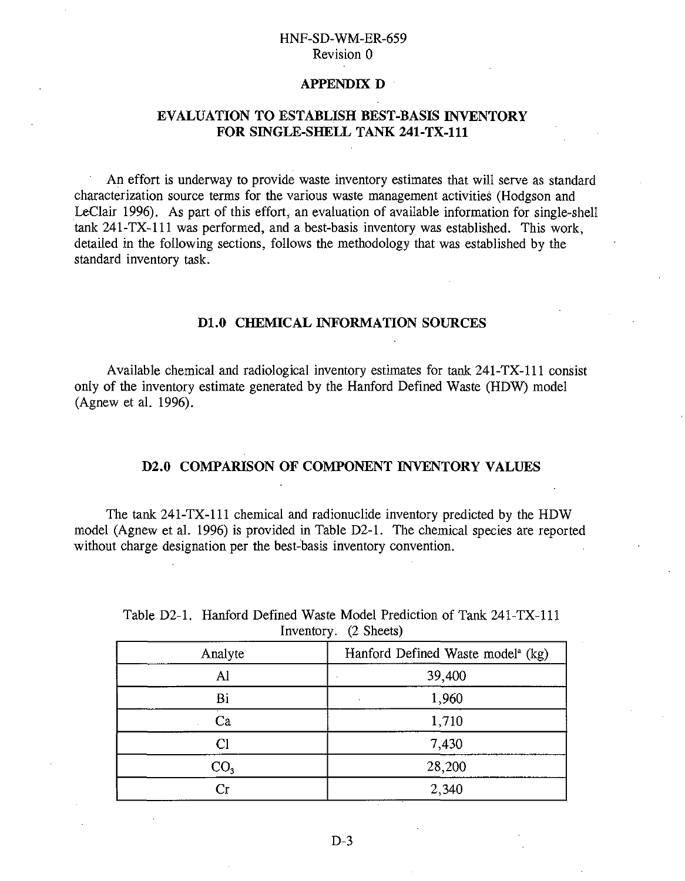## APPENDIX D

## EVALUATION TO ESTABLISH BEST-BASIS INVENTORY FOR SINGLE-SHELL TANK 241-TX-111

An effort is underway to provide waste inventory estimates that will serve as standard characterization source terms for the various waste management activities (Hodgson and LeClair 1996). As part of this effort, an evaluation of available information for single-shell tank 241-TX-111 was performed, and a best-basis inventory was established. This work, detailed in the following sections, follows the methodology that was established by the standard inventory task.

### D1.0 CHEMICAL INFORMATION SOURCES

Available chemical and radiological inventory estimates for tank 241-TX-111 consist only of the inventory estimate generated by the Hanford Defined Waste (HDW) model (Agnew et al. 1996).

### D2.0 COMPARISON OF COMPONENT INVENTORY VALUES

The tank 241-TX-111 chemical and radionuclide inventory predicted by the HDW model (Agnew et al. 1996) is provided in Table D2-1. The chemical species are reported without charge designation per the best-basis inventory convention.

Table D2-1. Hanford Defined Waste Model Prediction of Tank 241-TX-111 Inventory. (2 Sheets)

| Analyte | Hanford Defined Waste model[a] (kg) |
|---|---|
| Al | 39,400 |
| Bi | 1,960 |
| Ca | 1,710 |
| Cl | 7,430 |
| $CO_3$ | 28,200 |
| Cr | 2,340 |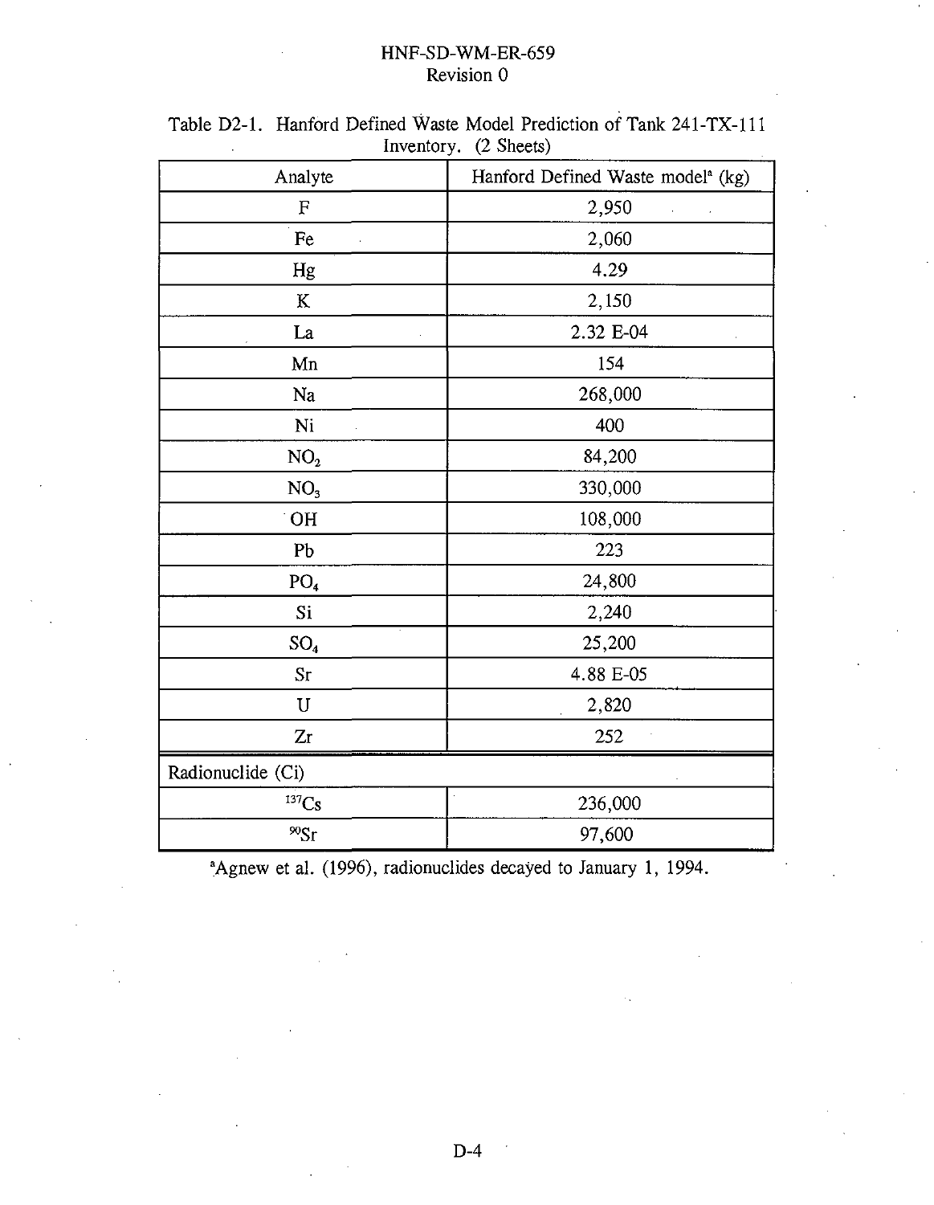Table D2-1. Hanford Defined Waste Model Prediction of Tank 241-TX-111 Inventory. (2 Sheets)

| Analyte | Hanford Defined Waste model[a] (kg) |
|---|---|
| F | 2,950 |
| Fe | 2,060 |
| Hg | 4.29 |
| K | 2,150 |
| La | 2.32 E-04 |
| Mn | 154 |
| Na | 268,000 |
| Ni | 400 |
| $NO_2$ | 84,200 |
| $NO_3$ | 330,000 |
| OH | 108,000 |
| Pb | 223 |
| $PO_4$ | 24,800 |
| Si | 2,240 |
| $SO_4$ | 25,200 |
| Sr | 4.88 E-05 |
| U | 2,820 |
| Zr | 252 |
| Radionuclide (Ci) | |
| $^{137}Cs$ | 236,000 |
| $^{90}Sr$ | 97,600 |

[a]Agnew et al. (1996), radionuclides decayed to January 1, 1994.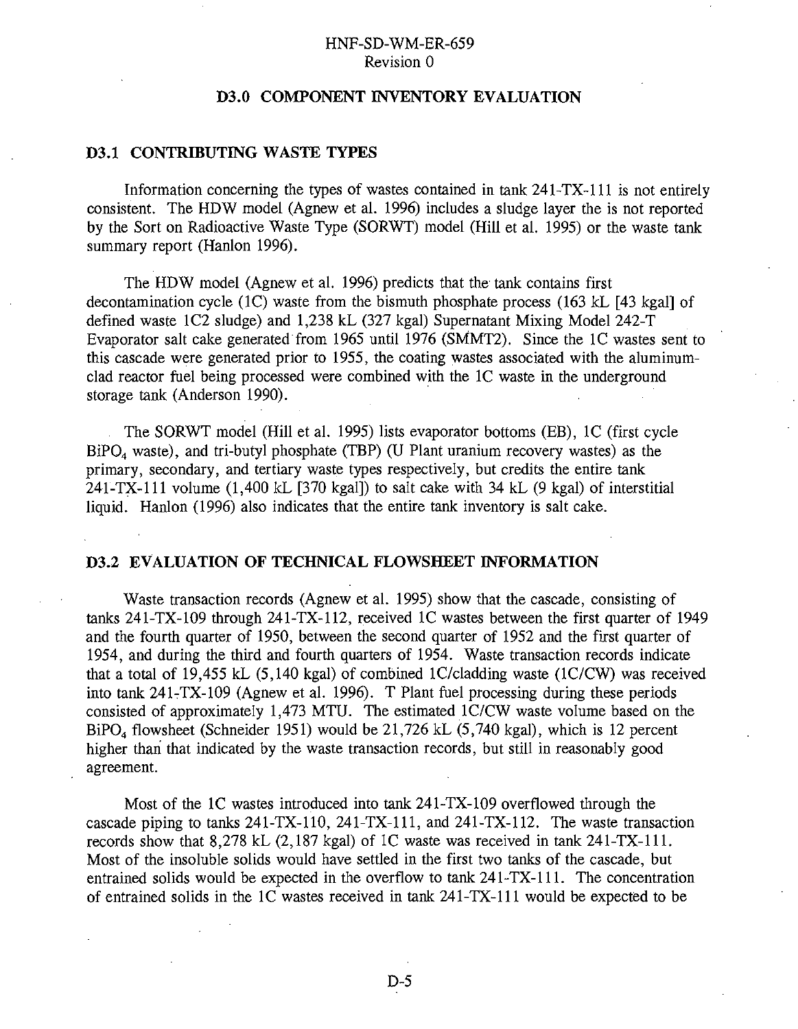## D3.0 COMPONENT INVENTORY EVALUATION

### D3.1 CONTRIBUTING WASTE TYPES

Information concerning the types of wastes contained in tank 241-TX-111 is not entirely consistent. The HDW model (Agnew et al. 1996) includes a sludge layer the is not reported by the Sort on Radioactive Waste Type (SORWT) model (Hill et al. 1995) or the waste tank summary report (Hanlon 1996).

The HDW model (Agnew et al. 1996) predicts that the tank contains first decontamination cycle (1C) waste from the bismuth phosphate process (163 kL [43 kgal] of defined waste 1C2 sludge) and 1,238 kL (327 kgal) Supernatant Mixing Model 242-T Evaporator salt cake generated from 1965 until 1976 (SMMT2). Since the 1C wastes sent to this cascade were generated prior to 1955, the coating wastes associated with the aluminum-clad reactor fuel being processed were combined with the 1C waste in the underground storage tank (Anderson 1990).

The SORWT model (Hill et al. 1995) lists evaporator bottoms (EB), 1C (first cycle $BiPO_4$ waste), and tri-butyl phosphate (TBP) (U Plant uranium recovery wastes) as the primary, secondary, and tertiary waste types respectively, but credits the entire tank 241-TX-111 volume (1,400 kL [370 kgal]) to salt cake with 34 kL (9 kgal) of interstitial liquid. Hanlon (1996) also indicates that the entire tank inventory is salt cake.

### D3.2 EVALUATION OF TECHNICAL FLOWSHEET INFORMATION

Waste transaction records (Agnew et al. 1995) show that the cascade, consisting of tanks 241-TX-109 through 241-TX-112, received 1C wastes between the first quarter of 1949 and the fourth quarter of 1950, between the second quarter of 1952 and the first quarter of 1954, and during the third and fourth quarters of 1954. Waste transaction records indicate that a total of 19,455 kL (5,140 kgal) of combined 1C/cladding waste (1C/CW) was received into tank 241-TX-109 (Agnew et al. 1996). T Plant fuel processing during these periods consisted of approximately 1,473 MTU. The estimated 1C/CW waste volume based on the $BiPO_4$ flowsheet (Schneider 1951) would be 21,726 kL (5,740 kgal), which is 12 percent higher than that indicated by the waste transaction records, but still in reasonably good agreement.

Most of the 1C wastes introduced into tank 241-TX-109 overflowed through the cascade piping to tanks 241-TX-110, 241-TX-111, and 241-TX-112. The waste transaction records show that 8,278 kL (2,187 kgal) of 1C waste was received in tank 241-TX-111. Most of the insoluble solids would have settled in the first two tanks of the cascade, but entrained solids would be expected in the overflow to tank 241-TX-111. The concentration of entrained solids in the 1C wastes received in tank 241-TX-111 would be expected to be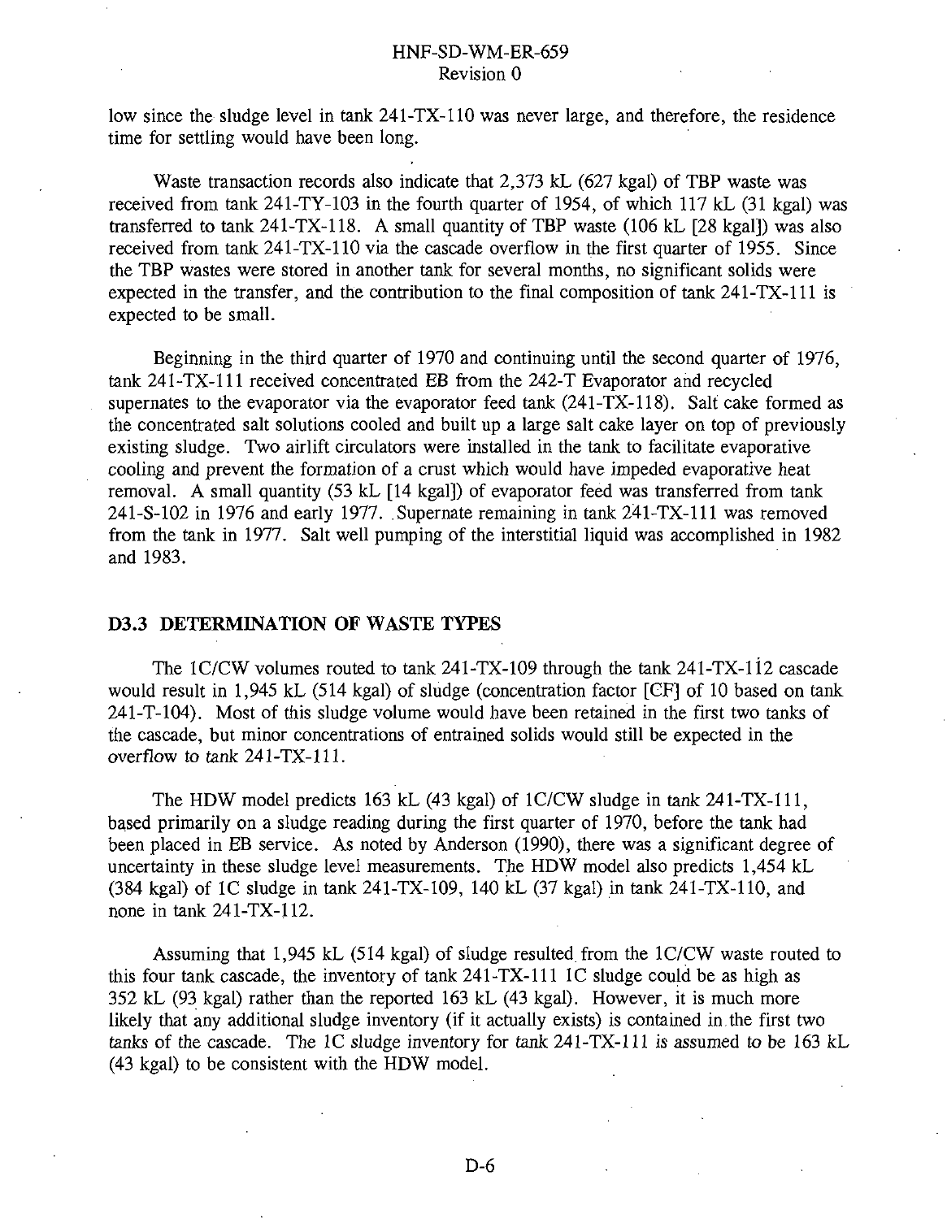low since the sludge level in tank 241-TX-110 was never large, and therefore, the residence time for settling would have been long.

Waste transaction records also indicate that 2,373 kL (627 kgal) of TBP waste was received from tank 241-TY-103 in the fourth quarter of 1954, of which 117 kL (31 kgal) was transferred to tank 241-TX-118. A small quantity of TBP waste (106 kL [28 kgal]) was also received from tank 241-TX-110 via the cascade overflow in the first quarter of 1955. Since the TBP wastes were stored in another tank for several months, no significant solids were expected in the transfer, and the contribution to the final composition of tank 241-TX-111 is expected to be small.

Beginning in the third quarter of 1970 and continuing until the second quarter of 1976, tank 241-TX-111 received concentrated EB from the 242-T Evaporator and recycled supernates to the evaporator via the evaporator feed tank (241-TX-118). Salt cake formed as the concentrated salt solutions cooled and built up a large salt cake layer on top of previously existing sludge. Two airlift circulators were installed in the tank to facilitate evaporative cooling and prevent the formation of a crust which would have impeded evaporative heat removal. A small quantity (53 kL [14 kgal]) of evaporator feed was transferred from tank 241-S-102 in 1976 and early 1977. Supernate remaining in tank 241-TX-111 was removed from the tank in 1977. Salt well pumping of the interstitial liquid was accomplished in 1982 and 1983.

### D3.3 DETERMINATION OF WASTE TYPES

The 1C/CW volumes routed to tank 241-TX-109 through the tank 241-TX-112 cascade would result in 1,945 kL (514 kgal) of sludge (concentration factor [CF] of 10 based on tank 241-T-104). Most of this sludge volume would have been retained in the first two tanks of the cascade, but minor concentrations of entrained solids would still be expected in the overflow to tank 241-TX-111.

The HDW model predicts 163 kL (43 kgal) of 1C/CW sludge in tank 241-TX-111, based primarily on a sludge reading during the first quarter of 1970, before the tank had been placed in EB service. As noted by Anderson (1990), there was a significant degree of uncertainty in these sludge level measurements. The HDW model also predicts 1,454 kL (384 kgal) of 1C sludge in tank 241-TX-109, 140 kL (37 kgal) in tank 241-TX-110, and none in tank 241-TX-112.

Assuming that 1,945 kL (514 kgal) of sludge resulted from the 1C/CW waste routed to this four tank cascade, the inventory of tank 241-TX-111 1C sludge could be as high as 352 kL (93 kgal) rather than the reported 163 kL (43 kgal). However, it is much more likely that any additional sludge inventory (if it actually exists) is contained in the first two tanks of the cascade. The 1C sludge inventory for tank 241-TX-111 is assumed to be 163 kL (43 kgal) to be consistent with the HDW model.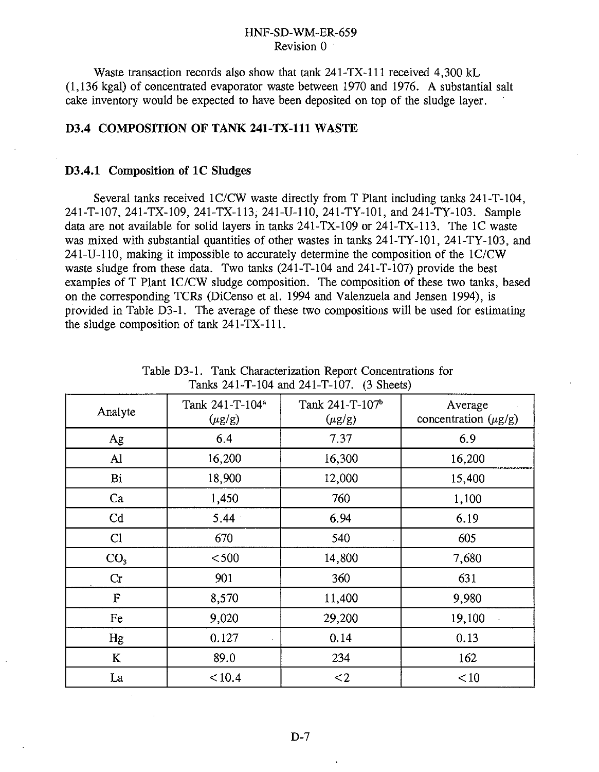Waste transaction records also show that tank 241-TX-111 received 4,300 kL (1,136 kgal) of concentrated evaporator waste between 1970 and 1976. A substantial salt cake inventory would be expected to have been deposited on top of the sludge layer.

## D3.4 COMPOSITION OF TANK 241-TX-111 WASTE

### D3.4.1 Composition of 1C Sludges

Several tanks received 1C/CW waste directly from T Plant including tanks 241-T-104, 241-T-107, 241-TX-109, 241-TX-113, 241-U-110, 241-TY-101, and 241-TY-103. Sample data are not available for solid layers in tanks 241-TX-109 or 241-TX-113. The 1C waste was mixed with substantial quantities of other wastes in tanks 241-TY-101, 241-TY-103, and 241-U-110, making it impossible to accurately determine the composition of the 1C/CW waste sludge from these data. Two tanks (241-T-104 and 241-T-107) provide the best examples of T Plant 1C/CW sludge composition. The composition of these two tanks, based on the corresponding TCRs (DiCenso et al. 1994 and Valenzuela and Jensen 1994), is provided in Table D3-1. The average of these two compositions will be used for estimating the sludge composition of tank 241-TX-111.

Table D3-1. Tank Characterization Report Concentrations for Tanks 241-T-104 and 241-T-107. (3 Sheets)

| Analyte | Tank 241-T-104[a] ($\mu$g/g) | Tank 241-T-107[b] ($\mu$g/g) | Average concentration ($\mu$g/g) |
|---|---|---|---|
| Ag | 6.4 | 7.37 | 6.9 |
| Al | 16,200 | 16,300 | 16,200 |
| Bi | 18,900 | 12,000 | 15,400 |
| Ca | 1,450 | 760 | 1,100 |
| Cd | 5.44 | 6.94 | 6.19 |
| Cl | 670 | 540 | 605 |
| $CO_3$ | <500 | 14,800 | 7,680 |
| Cr | 901 | 360 | 631 |
| F | 8,570 | 11,400 | 9,980 |
| Fe | 9,020 | 29,200 | 19,100 |
| Hg | 0.127 | 0.14 | 0.13 |
| K | 89.0 | 234 | 162 |
| La | <10.4 | <2 | <10 |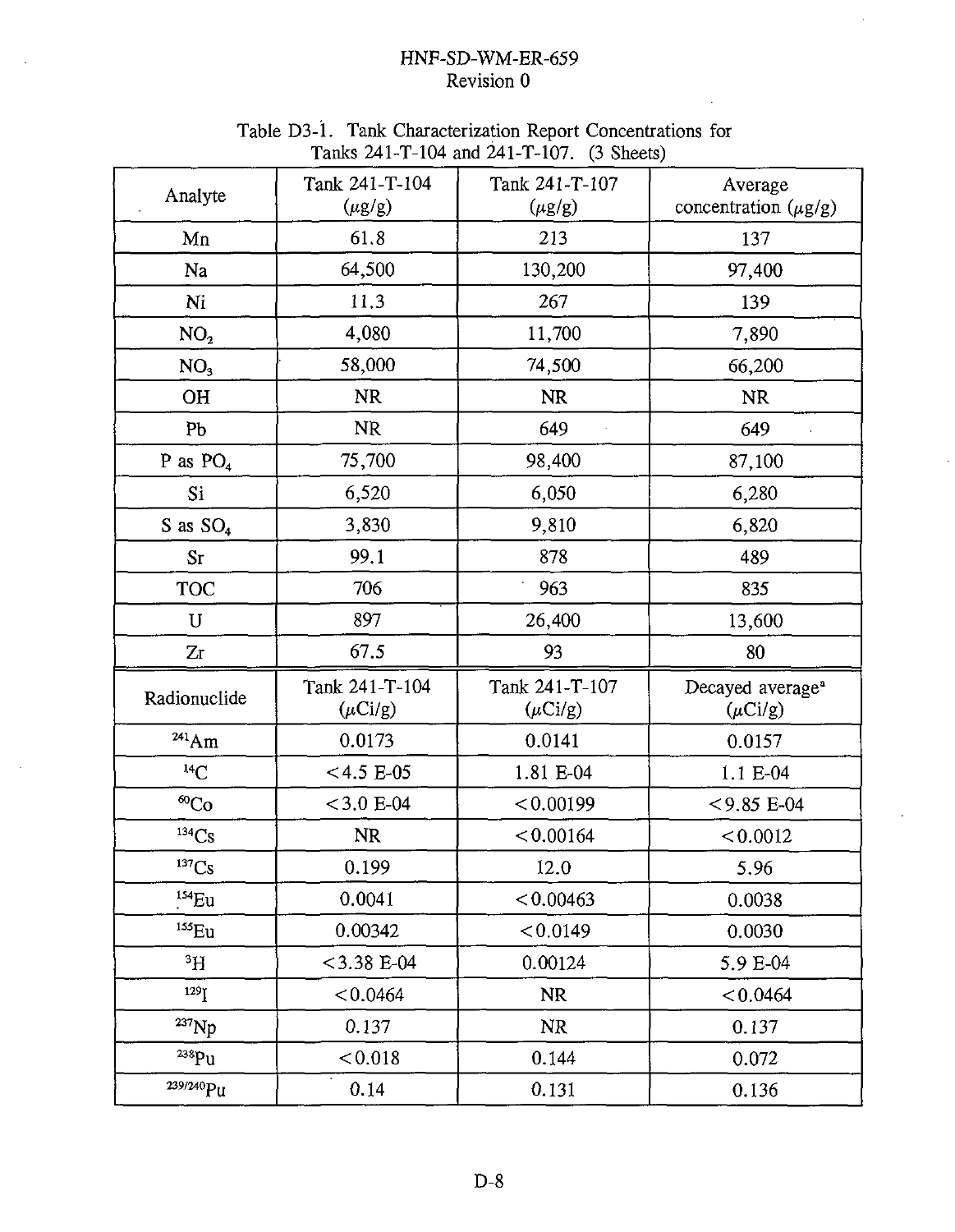Table D3-1. Tank Characterization Report Concentrations for Tanks 241-T-104 and 241-T-107. (3 Sheets)

| Analyte | Tank 241-T-104 (μg/g) | Tank 241-T-107 (μg/g) | Average concentration (μg/g) |
|---|---|---|---|
| Mn | 61.8 | 213 | 137 |
| Na | 64,500 | 130,200 | 97,400 |
| Ni | 11.3 | 267 | 139 |
| $NO_2$ | 4,080 | 11,700 | 7,890 |
| $NO_3$ | 58,000 | 74,500 | 66,200 |
| OH | NR | NR | NR |
| Pb | NR | 649 | 649 |
| P as $PO_4$ | 75,700 | 98,400 | 87,100 |
| Si | 6,520 | 6,050 | 6,280 |
| S as $SO_4$ | 3,830 | 9,810 | 6,820 |
| Sr | 99.1 | 878 | 489 |
| TOC | 706 | 963 | 835 |
| U | 897 | 26,400 | 13,600 |
| Zr | 67.5 | 93 | 80 |
| **Radionuclide** | **Tank 241-T-104 (μCi/g)** | **Tank 241-T-107 (μCi/g)** | **Decayed average[a] (μCi/g)** |
| $^{241}Am$ | 0.0173 | 0.0141 | 0.0157 |
| $^{14}C$ | <4.5 E-05 | 1.81 E-04 | 1.1 E-04 |
| $^{60}Co$ | <3.0 E-04 | <0.00199 | <9.85 E-04 |
| $^{134}Cs$ | NR | <0.00164 | <0.0012 |
| $^{137}Cs$ | 0.199 | 12.0 | 5.96 |
| $^{154}Eu$ | 0.0041 | <0.00463 | 0.0038 |
| $^{155}Eu$ | 0.00342 | <0.0149 | 0.0030 |
| $^{3}H$ | <3.38 E-04 | 0.00124 | 5.9 E-04 |
| $^{129}I$ | <0.0464 | NR | <0.0464 |
| $^{237}Np$ | 0.137 | NR | 0.137 |
| $^{238}Pu$ | <0.018 | 0.144 | 0.072 |
| $^{239/240}Pu$ | 0.14 | 0.131 | 0.136 |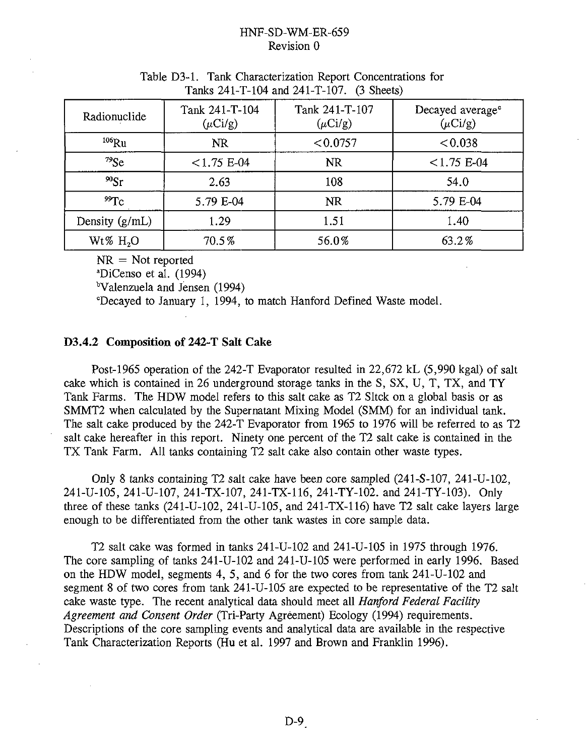Table D3-1. Tank Characterization Report Concentrations for Tanks 241-T-104 and 241-T-107. (3 Sheets)

| Radionuclide | Tank 241-T-104 ($\mu$Ci/g) | Tank 241-T-107 ($\mu$Ci/g) | Decayed average[c] ($\mu$Ci/g) |
|---|---|---|---|
| $^{106}$Ru | NR | <0.0757 | <0.038 |
| $^{79}$Se | <1.75 E-04 | NR | <1.75 E-04 |
| $^{90}$Sr | 2.63 | 108 | 54.0 |
| $^{99}$Tc | 5.79 E-04 | NR | 5.79 E-04 |
| Density (g/mL) | 1.29 | 1.51 | 1.40 |
| Wt% $H_2O$ | 70.5% | 56.0% | 63.2% |

NR = Not reported

[a]DiCenso et al. (1994)

[b]Valenzuela and Jensen (1994)

[c]Decayed to January 1, 1994, to match Hanford Defined Waste model.

### D3.4.2 Composition of 242-T Salt Cake

Post-1965 operation of the 242-T Evaporator resulted in 22,672 kL (5,990 kgal) of salt cake which is contained in 26 underground storage tanks in the S, SX, U, T, TX, and TY Tank Farms. The HDW model refers to this salt cake as T2 Sltck on a global basis or as SMMT2 when calculated by the Supernatant Mixing Model (SMM) for an individual tank. The salt cake produced by the 242-T Evaporator from 1965 to 1976 will be referred to as T2 salt cake hereafter in this report. Ninety one percent of the T2 salt cake is contained in the TX Tank Farm. All tanks containing T2 salt cake also contain other waste types.

Only 8 tanks containing T2 salt cake have been core sampled (241-S-107, 241-U-102, 241-U-105, 241-U-107, 241-TX-107, 241-TX-116, 241-TY-102, and 241-TY-103). Only three of these tanks (241-U-102, 241-U-105, and 241-TX-116) have T2 salt cake layers large enough to be differentiated from the other tank wastes in core sample data.

T2 salt cake was formed in tanks 241-U-102 and 241-U-105 in 1975 through 1976. The core sampling of tanks 241-U-102 and 241-U-105 were performed in early 1996. Based on the HDW model, segments 4, 5, and 6 for the two cores from tank 241-U-102 and segment 8 of two cores from tank 241-U-105 are expected to be representative of the T2 salt cake waste type. The recent analytical data should meet all *Hanford Federal Facility Agreement and Consent Order* (Tri-Party Agreement) Ecology (1994) requirements. Descriptions of the core sampling events and analytical data are available in the respective Tank Characterization Reports (Hu et al. 1997 and Brown and Franklin 1996).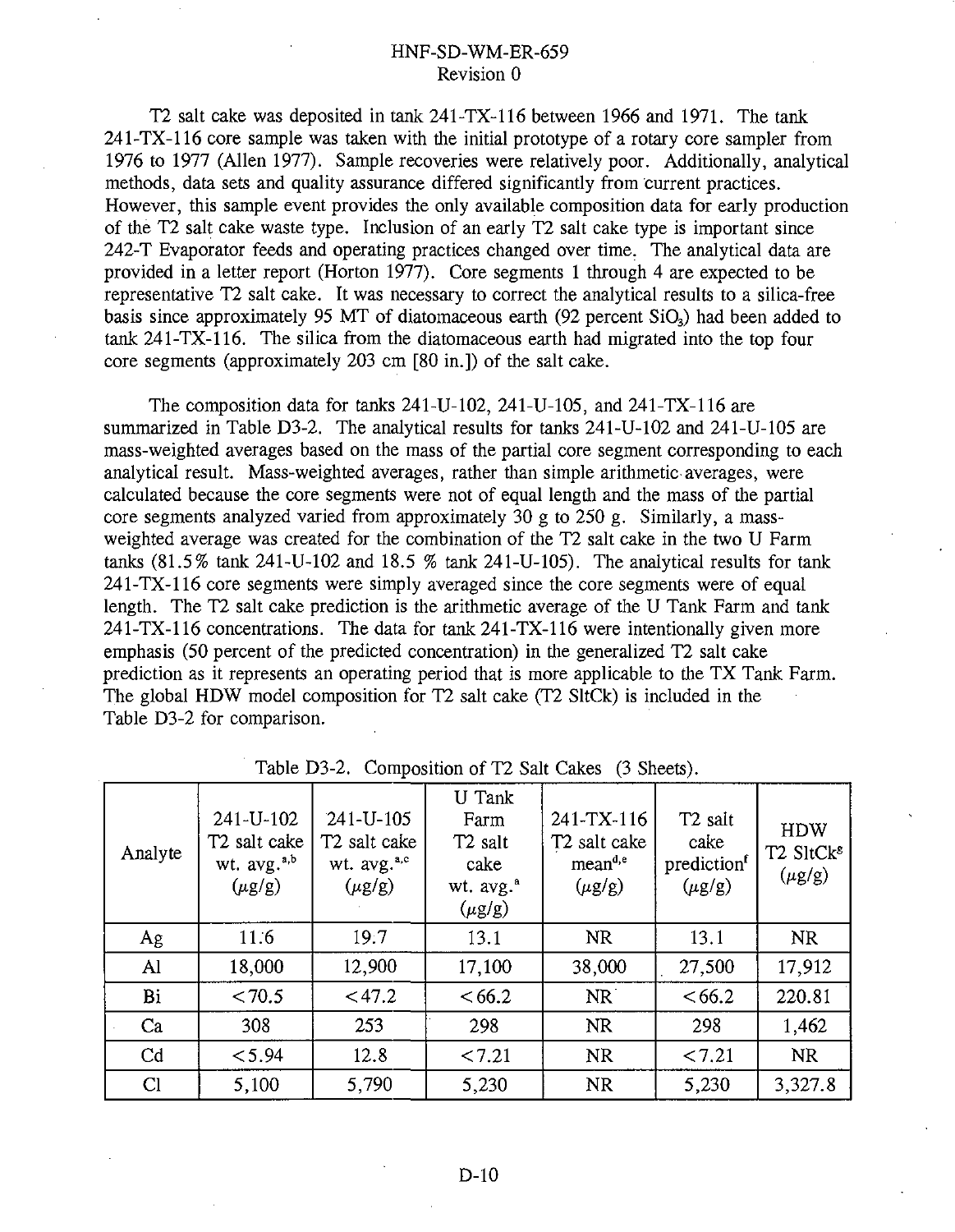T2 salt cake was deposited in tank 241-TX-116 between 1966 and 1971. The tank 241-TX-116 core sample was taken with the initial prototype of a rotary core sampler from 1976 to 1977 (Allen 1977). Sample recoveries were relatively poor. Additionally, analytical methods, data sets and quality assurance differed significantly from current practices. However, this sample event provides the only available composition data for early production of the T2 salt cake waste type. Inclusion of an early T2 salt cake type is important since 242-T Evaporator feeds and operating practices changed over time. The analytical data are provided in a letter report (Horton 1977). Core segments 1 through 4 are expected to be representative T2 salt cake. It was necessary to correct the analytical results to a silica-free basis since approximately 95 MT of diatomaceous earth (92 percent $SiO_3$) had been added to tank 241-TX-116. The silica from the diatomaceous earth had migrated into the top four core segments (approximately 203 cm [80 in.]) of the salt cake.

The composition data for tanks 241-U-102, 241-U-105, and 241-TX-116 are summarized in Table D3-2. The analytical results for tanks 241-U-102 and 241-U-105 are mass-weighted averages based on the mass of the partial core segment corresponding to each analytical result. Mass-weighted averages, rather than simple arithmetic averages, were calculated because the core segments were not of equal length and the mass of the partial core segments analyzed varied from approximately 30 g to 250 g. Similarly, a mass-weighted average was created for the combination of the T2 salt cake in the two U Farm tanks (81.5% tank 241-U-102 and 18.5 % tank 241-U-105). The analytical results for tank 241-TX-116 core segments were simply averaged since the core segments were of equal length. The T2 salt cake prediction is the arithmetic average of the U Tank Farm and tank 241-TX-116 concentrations. The data for tank 241-TX-116 were intentionally given more emphasis (50 percent of the predicted concentration) in the generalized T2 salt cake prediction as it represents an operating period that is more applicable to the TX Tank Farm. The global HDW model composition for T2 salt cake (T2 SltCk) is included in the Table D3-2 for comparison.

Table D3-2. Composition of T2 Salt Cakes (3 Sheets).

| Analyte | 241-U-102 T2 salt cake wt. avg.[a,b] ($\mu$g/g) | 241-U-105 T2 salt cake wt. avg.[a,c] ($\mu$g/g) | U Tank Farm T2 salt cake wt. avg.[a] ($\mu$g/g) | 241-TX-116 T2 salt cake mean[d,e] ($\mu$g/g) | T2 salt cake prediction[f] ($\mu$g/g) | HDW T2 SltCk[g] ($\mu$g/g) |
|---|---|---|---|---|---|---|
| Ag | 11.6 | 19.7 | 13.1 | NR | 13.1 | NR |
| Al | 18,000 | 12,900 | 17,100 | 38,000 | 27,500 | 17,912 |
| Bi | <70.5 | <47.2 | <66.2 | NR | <66.2 | 220.81 |
| Ca | 308 | 253 | 298 | NR | 298 | 1,462 |
| Cd | <5.94 | 12.8 | <7.21 | NR | <7.21 | NR |
| Cl | 5,100 | 5,790 | 5,230 | NR | 5,230 | 3,327.8 |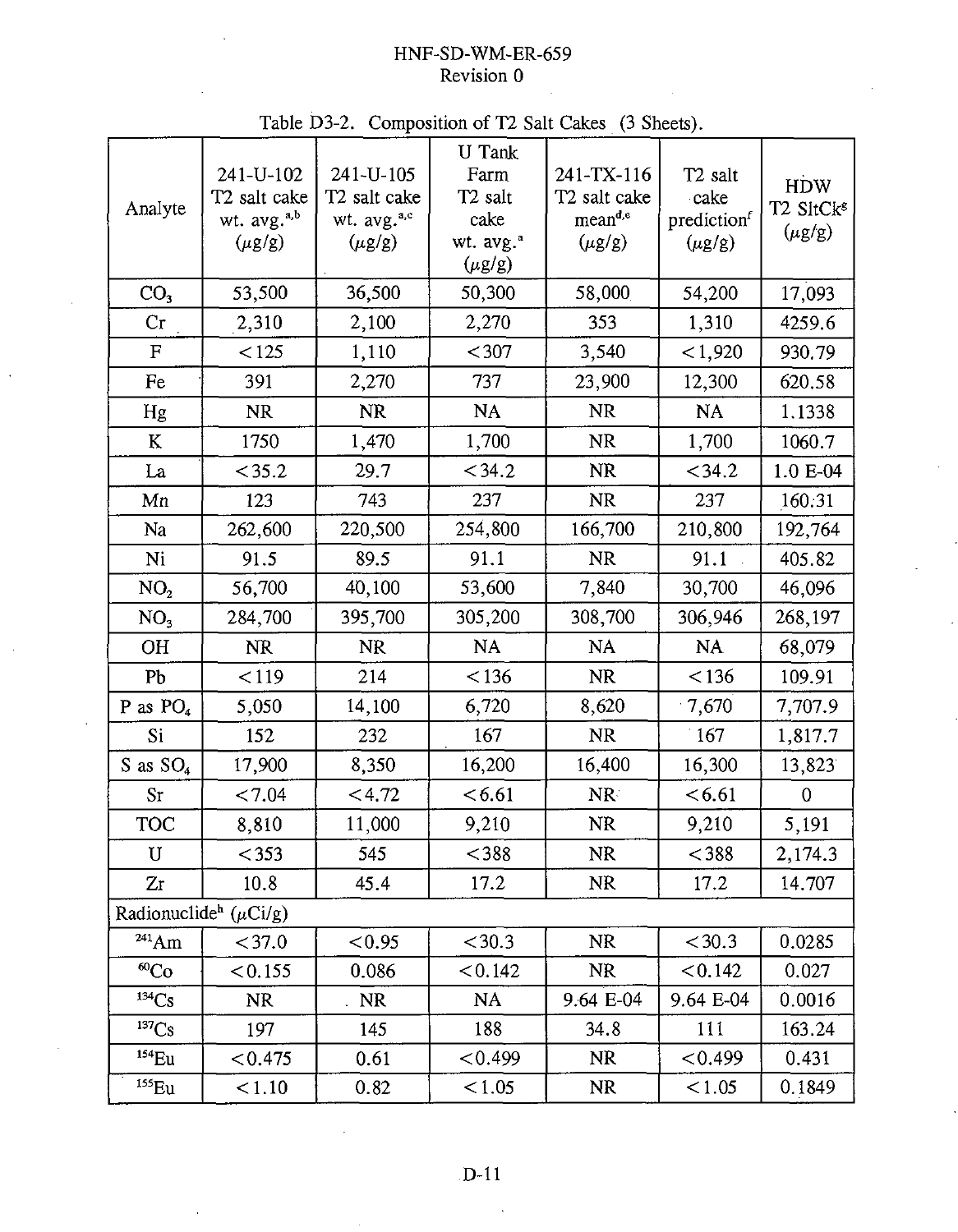Table D3-2. Composition of T2 Salt Cakes (3 Sheets).

| Analyte | 241-U-102 T2 salt cake wt. avg.[a,b] (μg/g) | 241-U-105 T2 salt cake wt. avg.[a,c] (μg/g) | U Tank Farm T2 salt cake wt. avg.[a] (μg/g) | 241-TX-116 T2 salt cake mean[d,e] (μg/g) | T2 salt cake prediction[f] (μg/g) | HDW T2 SltCk[g] (μg/g) |
|---|---|---|---|---|---|---|
| $CO_3$ | 53,500 | 36,500 | 50,300 | 58,000 | 54,200 | 17,093 |
| Cr | 2,310 | 2,100 | 2,270 | 353 | 1,310 | 4259.6 |
| F | <125 | 1,110 | <307 | 3,540 | <1,920 | 930.79 |
| Fe | 391 | 2,270 | 737 | 23,900 | 12,300 | 620.58 |
| Hg | NR | NR | NA | NR | NA | 1.1338 |
| K | 1750 | 1,470 | 1,700 | NR | 1,700 | 1060.7 |
| La | <35.2 | 29.7 | <34.2 | NR | <34.2 | 1.0 E-04 |
| Mn | 123 | 743 | 237 | NR | 237 | 160.31 |
| Na | 262,600 | 220,500 | 254,800 | 166,700 | 210,800 | 192,764 |
| Ni | 91.5 | 89.5 | 91.1 | NR | 91.1 | 405.82 |
| $NO_2$ | 56,700 | 40,100 | 53,600 | 7,840 | 30,700 | 46,096 |
| $NO_3$ | 284,700 | 395,700 | 305,200 | 308,700 | 306,946 | 268,197 |
| OH | NR | NR | NA | NA | NA | 68,079 |
| Pb | <119 | 214 | <136 | NR | <136 | 109.91 |
| P as $PO_4$ | 5,050 | 14,100 | 6,720 | 8,620 | 7,670 | 7,707.9 |
| Si | 152 | 232 | 167 | NR | 167 | 1,817.7 |
| S as $SO_4$ | 17,900 | 8,350 | 16,200 | 16,400 | 16,300 | 13,823 |
| Sr | <7.04 | <4.72 | <6.61 | NR | <6.61 | 0 |
| TOC | 8,810 | 11,000 | 9,210 | NR | 9,210 | 5,191 |
| U | <353 | 545 | <388 | NR | <388 | 2,174.3 |
| Zr | 10.8 | 45.4 | 17.2 | NR | 17.2 | 14.707 |
| Radionuclide[h] (μCi/g) | | | | | | |
| $^{241}Am$ | <37.0 | <0.95 | <30.3 | NR | <30.3 | 0.0285 |
| $^{60}Co$ | <0.155 | 0.086 | <0.142 | NR | <0.142 | 0.027 |
| $^{134}Cs$ | NR | NR | NA | 9.64 E-04 | 9.64 E-04 | 0.0016 |
| $^{137}Cs$ | 197 | 145 | 188 | 34.8 | 111 | 163.24 |
| $^{154}Eu$ | <0.475 | 0.61 | <0.499 | NR | <0.499 | 0.431 |
| $^{155}Eu$ | <1.10 | 0.82 | <1.05 | NR | <1.05 | 0.1849 |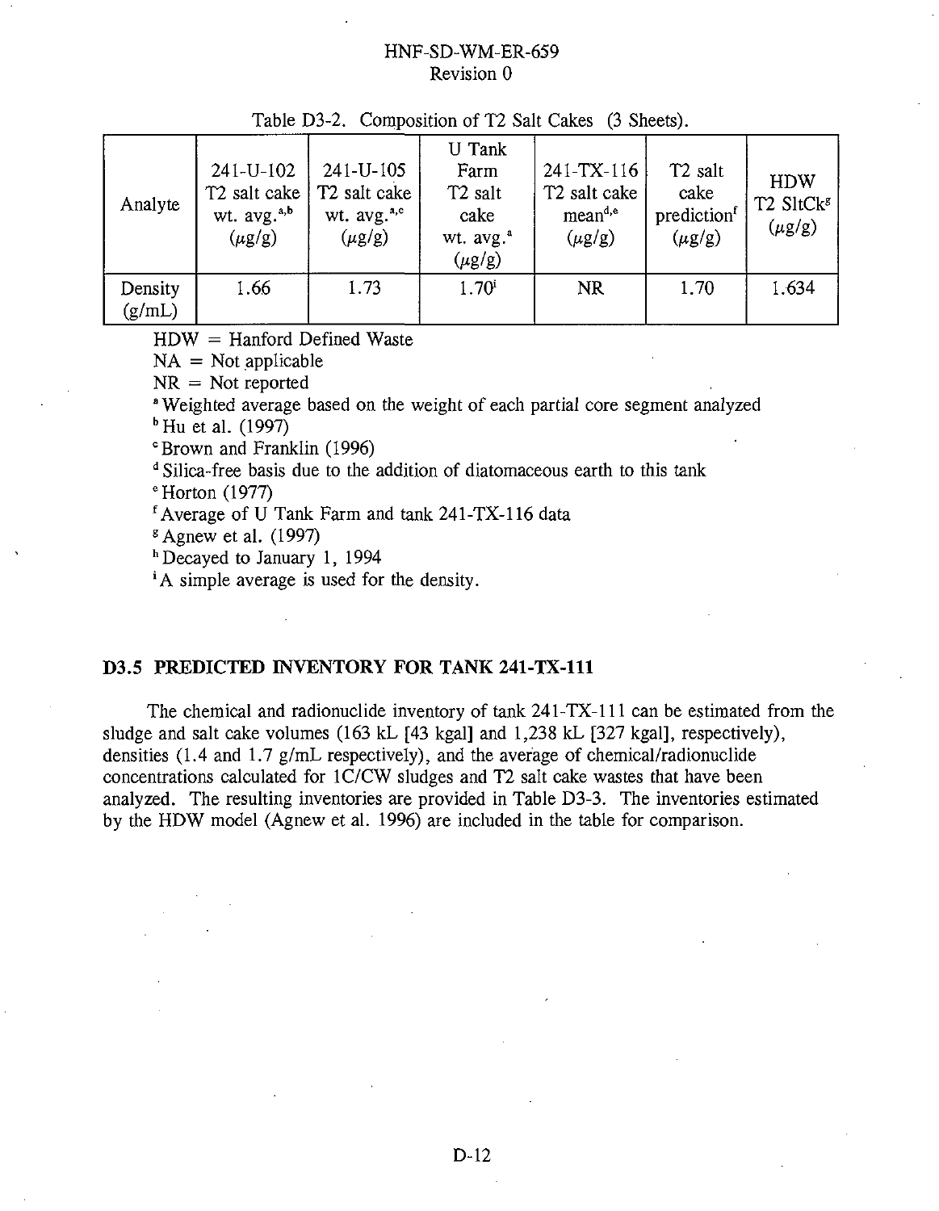Table D3-2. Composition of T2 Salt Cakes (3 Sheets).

| Analyte | 241-U-102 T2 salt cake wt. avg.[a,b] (μg/g) | 241-U-105 T2 salt cake wt. avg.[a,c] (μg/g) | U Tank Farm T2 salt cake wt. avg.[a] (μg/g) | 241-TX-116 T2 salt cake mean[d,e] (μg/g) | T2 salt cake prediction[f] (μg/g) | HDW T2 SltCk[g] (μg/g) |
|---|---|---|---|---|---|---|
| Density (g/mL) | 1.66 | 1.73 | 1.70[i] | NR | 1.70 | 1.634 |

HDW = Hanford Defined Waste
NA = Not applicable
NR = Not reported
[a] Weighted average based on the weight of each partial core segment analyzed
[b] Hu et al. (1997)
[c] Brown and Franklin (1996)
[d] Silica-free basis due to the addition of diatomaceous earth to this tank
[e] Horton (1977)
[f] Average of U Tank Farm and tank 241-TX-116 data
[g] Agnew et al. (1997)
[h] Decayed to January 1, 1994
[i] A simple average is used for the density.

## D3.5 PREDICTED INVENTORY FOR TANK 241-TX-111

The chemical and radionuclide inventory of tank 241-TX-111 can be estimated from the sludge and salt cake volumes (163 kL [43 kgal] and 1,238 kL [327 kgal], respectively), densities (1.4 and 1.7 g/mL respectively), and the average of chemical/radionuclide concentrations calculated for 1C/CW sludges and T2 salt cake wastes that have been analyzed. The resulting inventories are provided in Table D3-3. The inventories estimated by the HDW model (Agnew et al. 1996) are included in the table for comparison.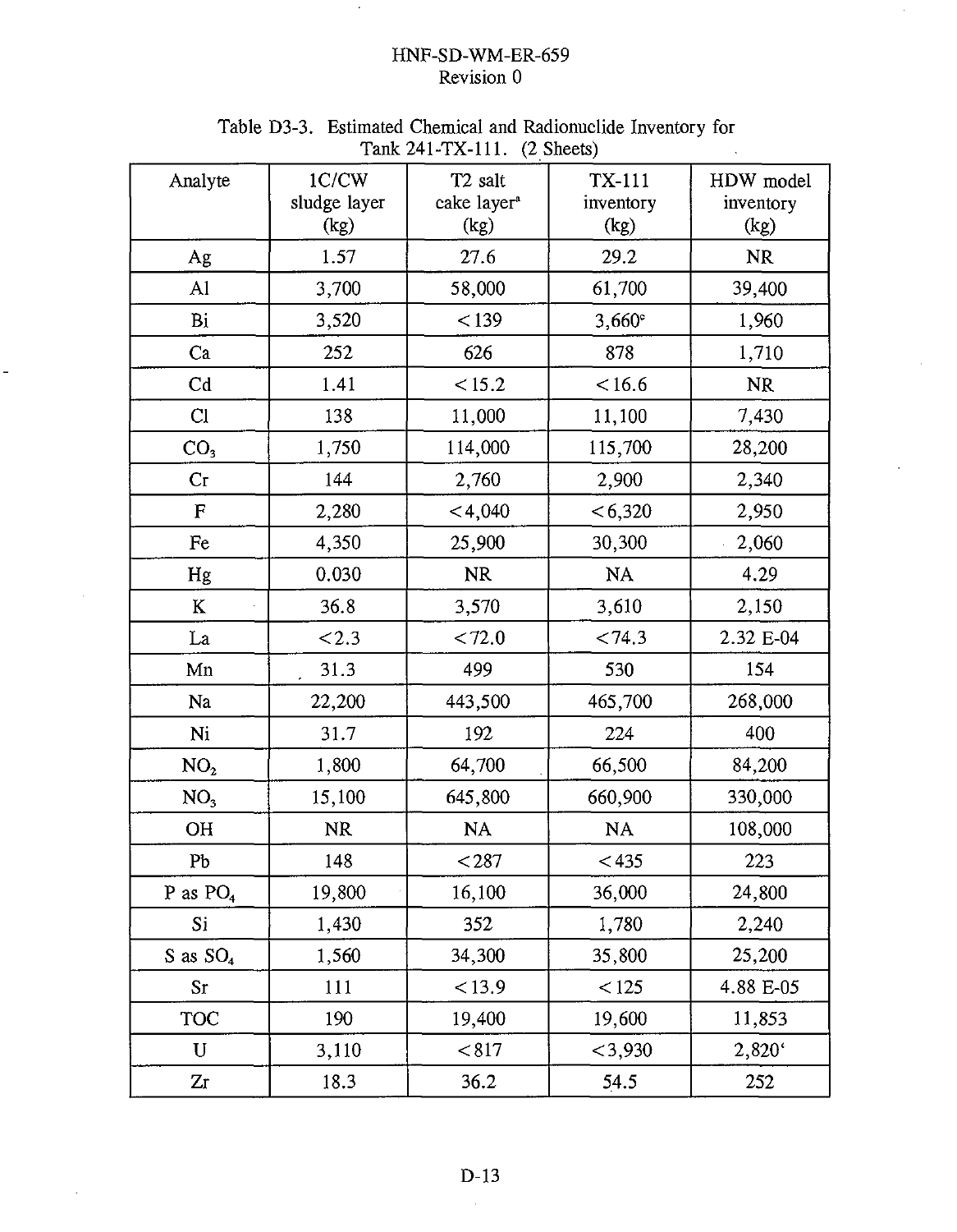Table D3-3. Estimated Chemical and Radionuclide Inventory for Tank 241-TX-111. (2 Sheets)

| Analyte | 1C/CW sludge layer (kg) | T2 salt cake layer[a] (kg) | TX-111 inventory (kg) | HDW model inventory (kg) |
|---|---|---|---|---|
| Ag | 1.57 | 27.6 | 29.2 | NR |
| Al | 3,700 | 58,000 | 61,700 | 39,400 |
| Bi | 3,520 | < 139 | 3,660[c] | 1,960 |
| Ca | 252 | 626 | 878 | 1,710 |
| Cd | 1.41 | < 15.2 | < 16.6 | NR |
| Cl | 138 | 11,000 | 11,100 | 7,430 |
| $CO_3$ | 1,750 | 114,000 | 115,700 | 28,200 |
| Cr | 144 | 2,760 | 2,900 | 2,340 |
| F | 2,280 | < 4,040 | < 6,320 | 2,950 |
| Fe | 4,350 | 25,900 | 30,300 | 2,060 |
| Hg | 0.030 | NR | NA | 4.29 |
| K | 36.8 | 3,570 | 3,610 | 2,150 |
| La | < 2.3 | < 72.0 | < 74.3 | 2.32 E-04 |
| Mn | 31.3 | 499 | 530 | 154 |
| Na | 22,200 | 443,500 | 465,700 | 268,000 |
| Ni | 31.7 | 192 | 224 | 400 |
| $NO_2$ | 1,800 | 64,700 | 66,500 | 84,200 |
| $NO_3$ | 15,100 | 645,800 | 660,900 | 330,000 |
| OH | NR | NA | NA | 108,000 |
| Pb | 148 | < 287 | < 435 | 223 |
| P as $PO_4$ | 19,800 | 16,100 | 36,000 | 24,800 |
| Si | 1,430 | 352 | 1,780 | 2,240 |
| S as $SO_4$ | 1,560 | 34,300 | 35,800 | 25,200 |
| Sr | 111 | < 13.9 | < 125 | 4.88 E-05 |
| TOC | 190 | 19,400 | 19,600 | 11,853 |
| U | 3,110 | < 817 | < 3,930 | 2,820[c] |
| Zr | 18.3 | 36.2 | 54.5 | 252 |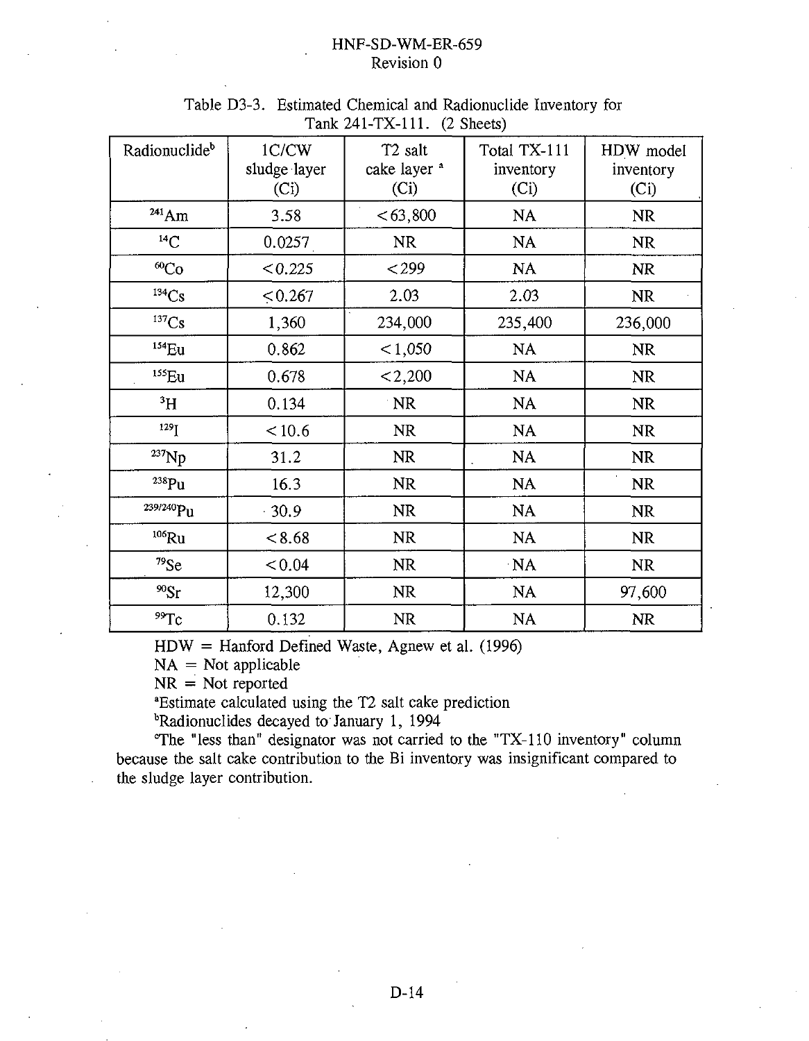Table D3-3. Estimated Chemical and Radionuclide Inventory for Tank 241-TX-111. (2 Sheets)

| Radionuclide[b] | 1C/CW sludge layer (Ci) | T2 salt cake layer [a] (Ci) | Total TX-111 inventory (Ci) | HDW model inventory (Ci) |
|---|---|---|---|---|
| $^{241}$Am | 3.58 | <63,800 | NA | NR |
| $^{14}$C | 0.0257 | NR | NA | NR |
| $^{60}$Co | <0.225 | <299 | NA | NR |
| $^{134}$Cs | ≤0.267 | 2.03 | 2.03 | NR |
| $^{137}$Cs | 1,360 | 234,000 | 235,400 | 236,000 |
| $^{154}$Eu | 0.862 | <1,050 | NA | NR |
| $^{155}$Eu | 0.678 | <2,200 | NA | NR |
| $^{3}$H | 0.134 | NR | NA | NR |
| $^{129}$I | <10.6 | NR | NA | NR |
| $^{237}$Np | 31.2 | NR | NA | NR |
| $^{238}$Pu | 16.3 | NR | NA | NR |
| $^{239/240}$Pu | 30.9 | NR | NA | NR |
| $^{106}$Ru | <8.68 | NR | NA | NR |
| $^{79}$Se | <0.04 | NR | NA | NR |
| $^{90}$Sr | 12,300 | NR | NA | 97,600 |
| $^{99}$Tc | 0.132 | NR | NA | NR |

HDW = Hanford Defined Waste, Agnew et al. (1996)

NA = Not applicable

NR = Not reported

[a]Estimate calculated using the T2 salt cake prediction

[b]Radionuclides decayed to January 1, 1994

[c]The "less than" designator was not carried to the "TX-110 inventory" column because the salt cake contribution to the Bi inventory was insignificant compared to the sludge layer contribution.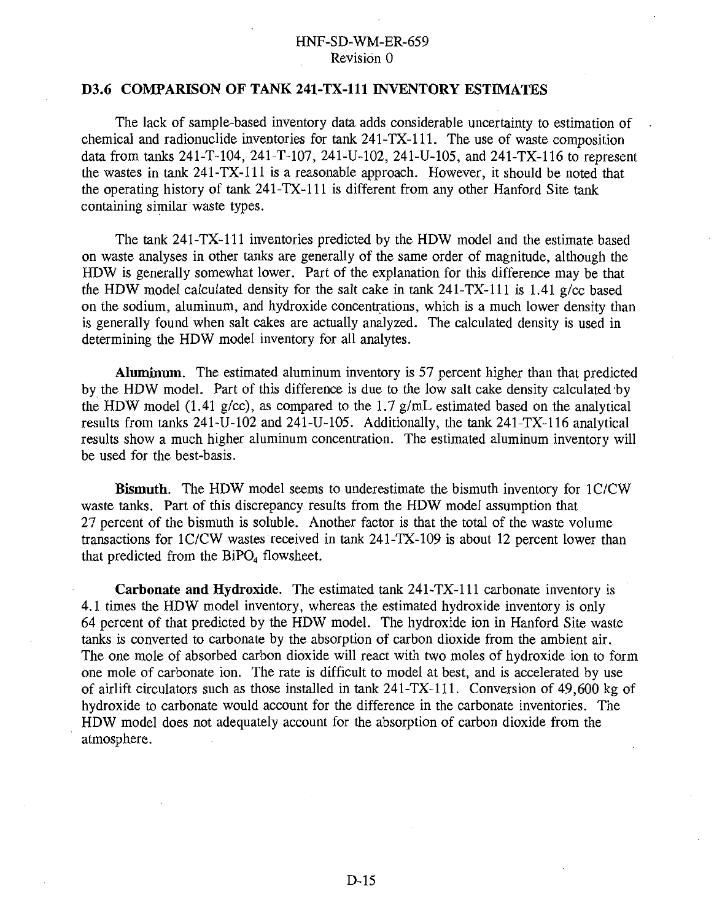## D3.6 COMPARISON OF TANK 241-TX-111 INVENTORY ESTIMATES

The lack of sample-based inventory data adds considerable uncertainty to estimation of chemical and radionuclide inventories for tank 241-TX-111. The use of waste composition data from tanks 241-T-104, 241-T-107, 241-U-102, 241-U-105, and 241-TX-116 to represent the wastes in tank 241-TX-111 is a reasonable approach. However, it should be noted that the operating history of tank 241-TX-111 is different from any other Hanford Site tank containing similar waste types.

The tank 241-TX-111 inventories predicted by the HDW model and the estimate based on waste analyses in other tanks are generally of the same order of magnitude, although the HDW is generally somewhat lower. Part of the explanation for this difference may be that the HDW model calculated density for the salt cake in tank 241-TX-111 is 1.41 g/cc based on the sodium, aluminum, and hydroxide concentrations, which is a much lower density than is generally found when salt cakes are actually analyzed. The calculated density is used in determining the HDW model inventory for all analytes.

**Aluminum.** The estimated aluminum inventory is 57 percent higher than that predicted by the HDW model. Part of this difference is due to the low salt cake density calculated by the HDW model (1.41 g/cc), as compared to the 1.7 g/mL estimated based on the analytical results from tanks 241-U-102 and 241-U-105. Additionally, the tank 241-TX-116 analytical results show a much higher aluminum concentration. The estimated aluminum inventory will be used for the best-basis.

**Bismuth.** The HDW model seems to underestimate the bismuth inventory for 1C/CW waste tanks. Part of this discrepancy results from the HDW model assumption that 27 percent of the bismuth is soluble. Another factor is that the total of the waste volume transactions for 1C/CW wastes received in tank 241-TX-109 is about 12 percent lower than that predicted from the $BiPO_4$ flowsheet.

**Carbonate and Hydroxide.** The estimated tank 241-TX-111 carbonate inventory is 4.1 times the HDW model inventory, whereas the estimated hydroxide inventory is only 64 percent of that predicted by the HDW model. The hydroxide ion in Hanford Site waste tanks is converted to carbonate by the absorption of carbon dioxide from the ambient air. The one mole of absorbed carbon dioxide will react with two moles of hydroxide ion to form one mole of carbonate ion. The rate is difficult to model at best, and is accelerated by use of airlift circulators such as those installed in tank 241-TX-111. Conversion of 49,600 kg of hydroxide to carbonate would account for the difference in the carbonate inventories. The HDW model does not adequately account for the absorption of carbon dioxide from the atmosphere.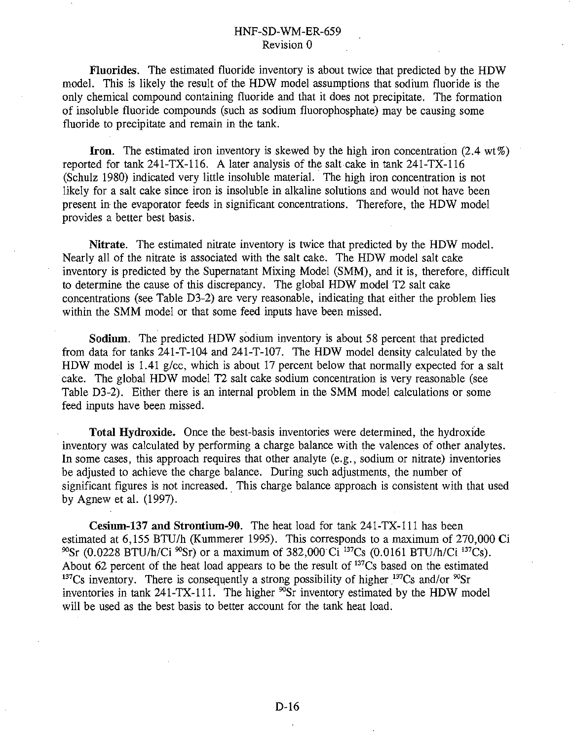**Fluorides.** The estimated fluoride inventory is about twice that predicted by the HDW model. This is likely the result of the HDW model assumptions that sodium fluoride is the only chemical compound containing fluoride and that it does not precipitate. The formation of insoluble fluoride compounds (such as sodium fluorophosphate) may be causing some fluoride to precipitate and remain in the tank.

**Iron.** The estimated iron inventory is skewed by the high iron concentration (2.4 wt%) reported for tank 241-TX-116. A later analysis of the salt cake in tank 241-TX-116 (Schulz 1980) indicated very little insoluble material. The high iron concentration is not likely for a salt cake since iron is insoluble in alkaline solutions and would not have been present in the evaporator feeds in significant concentrations. Therefore, the HDW model provides a better best basis.

**Nitrate.** The estimated nitrate inventory is twice that predicted by the HDW model. Nearly all of the nitrate is associated with the salt cake. The HDW model salt cake inventory is predicted by the Supernatant Mixing Model (SMM), and it is, therefore, difficult to determine the cause of this discrepancy. The global HDW model T2 salt cake concentrations (see Table D3-2) are very reasonable, indicating that either the problem lies within the SMM model or that some feed inputs have been missed.

**Sodium.** The predicted HDW sodium inventory is about 58 percent that predicted from data for tanks 241-T-104 and 241-T-107. The HDW model density calculated by the HDW model is 1.41 g/cc, which is about 17 percent below that normally expected for a salt cake. The global HDW model T2 salt cake sodium concentration is very reasonable (see Table D3-2). Either there is an internal problem in the SMM model calculations or some feed inputs have been missed.

**Total Hydroxide.** Once the best-basis inventories were determined, the hydroxide inventory was calculated by performing a charge balance with the valences of other analytes. In some cases, this approach requires that other analyte (e.g., sodium or nitrate) inventories be adjusted to achieve the charge balance. During such adjustments, the number of significant figures is not increased. This charge balance approach is consistent with that used by Agnew et al. (1997).

**Cesium-137 and Strontium-90.** The heat load for tank 241-TX-111 has been estimated at 6,155 BTU/h (Kummerer 1995). This corresponds to a maximum of 270,000 Ci $^{90}$Sr (0.0228 BTU/h/Ci $^{90}$Sr) or a maximum of 382,000 Ci $^{137}$Cs (0.0161 BTU/h/Ci $^{137}$Cs). About 62 percent of the heat load appears to be the result of $^{137}$Cs based on the estimated $^{137}$Cs inventory. There is consequently a strong possibility of higher $^{137}$Cs and/or $^{90}$Sr inventories in tank 241-TX-111. The higher $^{90}$Sr inventory estimated by the HDW model will be used as the best basis to better account for the tank heat load.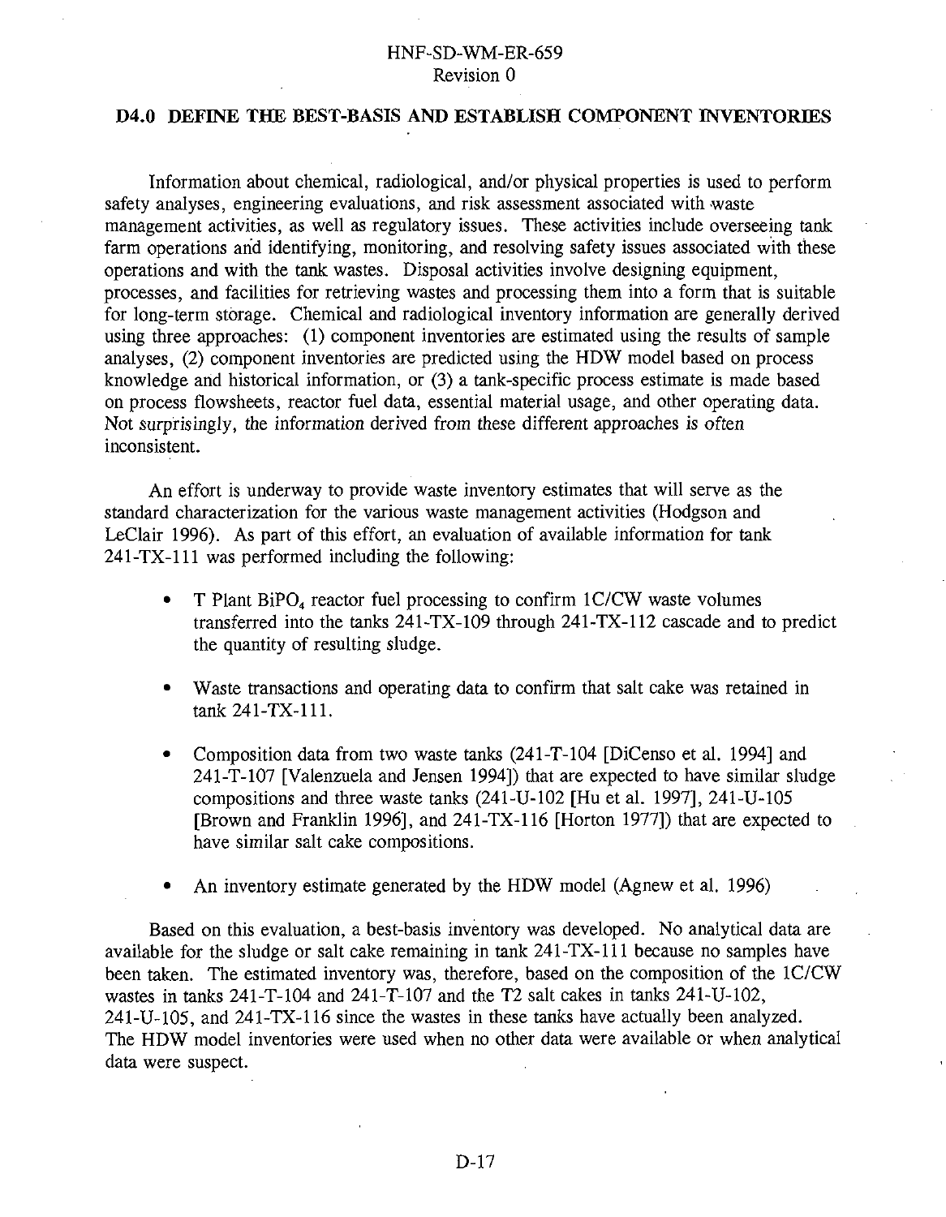## D4.0 DEFINE THE BEST-BASIS AND ESTABLISH COMPONENT INVENTORIES

Information about chemical, radiological, and/or physical properties is used to perform safety analyses, engineering evaluations, and risk assessment associated with waste management activities, as well as regulatory issues. These activities include overseeing tank farm operations and identifying, monitoring, and resolving safety issues associated with these operations and with the tank wastes. Disposal activities involve designing equipment, processes, and facilities for retrieving wastes and processing them into a form that is suitable for long-term storage. Chemical and radiological inventory information are generally derived using three approaches: (1) component inventories are estimated using the results of sample analyses, (2) component inventories are predicted using the HDW model based on process knowledge and historical information, or (3) a tank-specific process estimate is made based on process flowsheets, reactor fuel data, essential material usage, and other operating data. Not surprisingly, the information derived from these different approaches is often inconsistent.

An effort is underway to provide waste inventory estimates that will serve as the standard characterization for the various waste management activities (Hodgson and LeClair 1996). As part of this effort, an evaluation of available information for tank 241-TX-111 was performed including the following:

- T Plant $BiPO_4$ reactor fuel processing to confirm 1C/CW waste volumes transferred into the tanks 241-TX-109 through 241-TX-112 cascade and to predict the quantity of resulting sludge.
- Waste transactions and operating data to confirm that salt cake was retained in tank 241-TX-111.
- Composition data from two waste tanks (241-T-104 [DiCenso et al. 1994] and 241-T-107 [Valenzuela and Jensen 1994]) that are expected to have similar sludge compositions and three waste tanks (241-U-102 [Hu et al. 1997], 241-U-105 [Brown and Franklin 1996], and 241-TX-116 [Horton 1977]) that are expected to have similar salt cake compositions.
- An inventory estimate generated by the HDW model (Agnew et al. 1996)

Based on this evaluation, a best-basis inventory was developed. No analytical data are available for the sludge or salt cake remaining in tank 241-TX-111 because no samples have been taken. The estimated inventory was, therefore, based on the composition of the 1C/CW wastes in tanks 241-T-104 and 241-T-107 and the T2 salt cakes in tanks 241-U-102, 241-U-105, and 241-TX-116 since the wastes in these tanks have actually been analyzed. The HDW model inventories were used when no other data were available or when analytical data were suspect.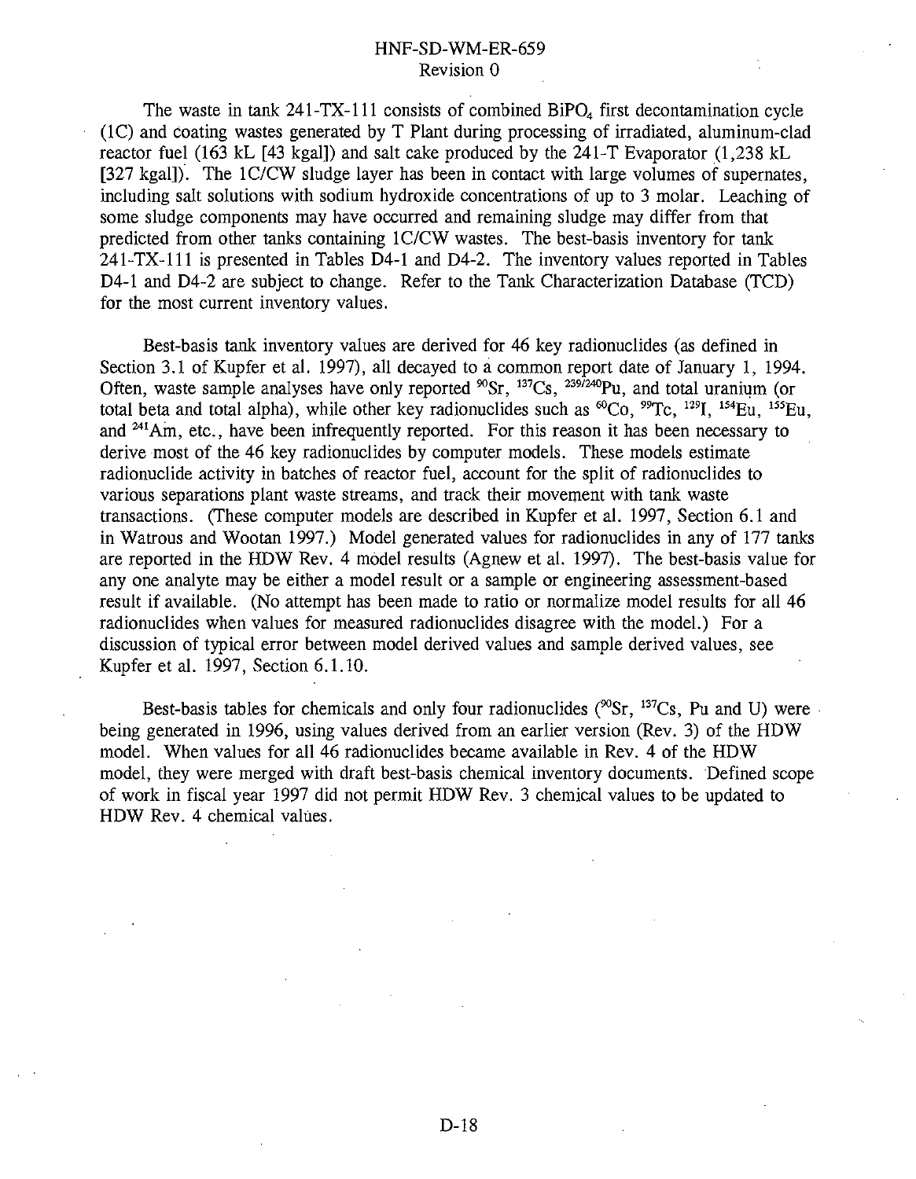The waste in tank 241-TX-111 consists of combined $BiPO_4$ first decontamination cycle (1C) and coating wastes generated by T Plant during processing of irradiated, aluminum-clad reactor fuel (163 kL [43 kgal]) and salt cake produced by the 241-T Evaporator (1,238 kL [327 kgal]). The 1C/CW sludge layer has been in contact with large volumes of supernates, including salt solutions with sodium hydroxide concentrations of up to 3 molar. Leaching of some sludge components may have occurred and remaining sludge may differ from that predicted from other tanks containing 1C/CW wastes. The best-basis inventory for tank 241-TX-111 is presented in Tables D4-1 and D4-2. The inventory values reported in Tables D4-1 and D4-2 are subject to change. Refer to the Tank Characterization Database (TCD) for the most current inventory values.

Best-basis tank inventory values are derived for 46 key radionuclides (as defined in Section 3.1 of Kupfer et al. 1997), all decayed to a common report date of January 1, 1994. Often, waste sample analyses have only reported $^{90}Sr$, $^{137}Cs$, $^{239/240}Pu$, and total uranium (or total beta and total alpha), while other key radionuclides such as $^{60}Co$, $^{99}Tc$, $^{129}I$, $^{154}Eu$, $^{155}Eu$, and $^{241}Am$, etc., have been infrequently reported. For this reason it has been necessary to derive most of the 46 key radionuclides by computer models. These models estimate radionuclide activity in batches of reactor fuel, account for the split of radionuclides to various separations plant waste streams, and track their movement with tank waste transactions. (These computer models are described in Kupfer et al. 1997, Section 6.1 and in Watrous and Wootan 1997.) Model generated values for radionuclides in any of 177 tanks are reported in the HDW Rev. 4 model results (Agnew et al. 1997). The best-basis value for any one analyte may be either a model result or a sample or engineering assessment-based result if available. (No attempt has been made to ratio or normalize model results for all 46 radionuclides when values for measured radionuclides disagree with the model.) For a discussion of typical error between model derived values and sample derived values, see Kupfer et al. 1997, Section 6.1.10.

Best-basis tables for chemicals and only four radionuclides ($^{90}Sr$, $^{137}Cs$, Pu and U) were being generated in 1996, using values derived from an earlier version (Rev. 3) of the HDW model. When values for all 46 radionuclides became available in Rev. 4 of the HDW model, they were merged with draft best-basis chemical inventory documents. Defined scope of work in fiscal year 1997 did not permit HDW Rev. 3 chemical values to be updated to HDW Rev. 4 chemical values.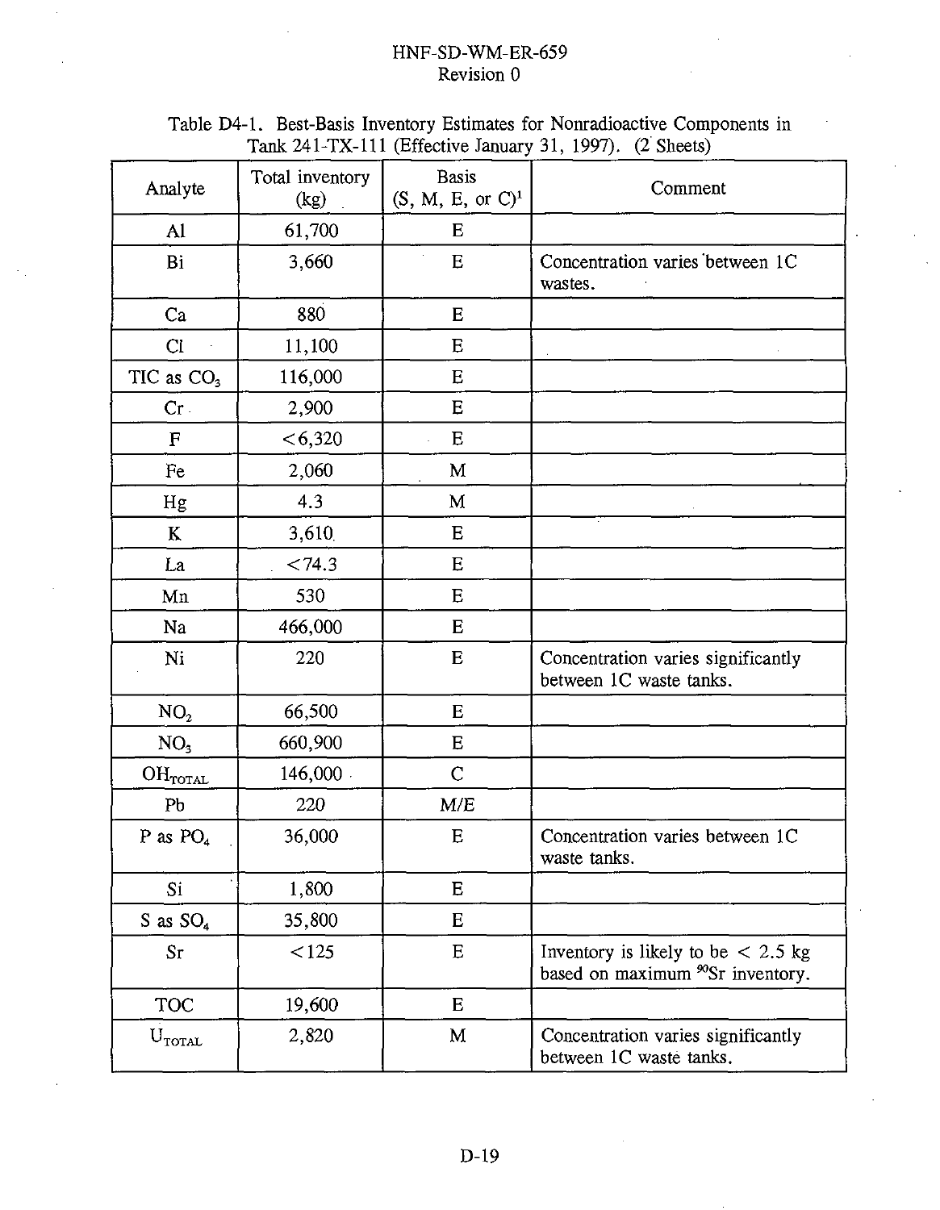Table D4-1. Best-Basis Inventory Estimates for Nonradioactive Components in Tank 241-TX-111 (Effective January 31, 1997). (2 Sheets)

| Analyte | Total inventory (kg) | Basis (S, M, E, or C)[1] | Comment |
|---|---|---|---|
| Al | 61,700 | E | |
| Bi | 3,660 | E | Concentration varies between 1C wastes. |
| Ca | 880 | E | |
| Cl | 11,100 | E | |
| TIC as $CO_3$ | 116,000 | E | |
| Cr | 2,900 | E | |
| F | <6,320 | E | |
| Fe | 2,060 | M | |
| Hg | 4.3 | M | |
| K | 3,610 | E | |
| La | <74.3 | E | |
| Mn | 530 | E | |
| Na | 466,000 | E | |
| Ni | 220 | E | Concentration varies significantly between 1C waste tanks. |
| $NO_2$ | 66,500 | E | |
| $NO_3$ | 660,900 | E | |
| $OH_{TOTAL}$ | 146,000 | C | |
| Pb | 220 | M/E | |
| P as $PO_4$ | 36,000 | E | Concentration varies between 1C waste tanks. |
| Si | 1,800 | E | |
| S as $SO_4$ | 35,800 | E | |
| Sr | <125 | E | Inventory is likely to be < 2.5 kg based on maximum $^{90}Sr$ inventory. |
| TOC | 19,600 | E | |
| $U_{TOTAL}$ | 2,820 | M | Concentration varies significantly between 1C waste tanks. |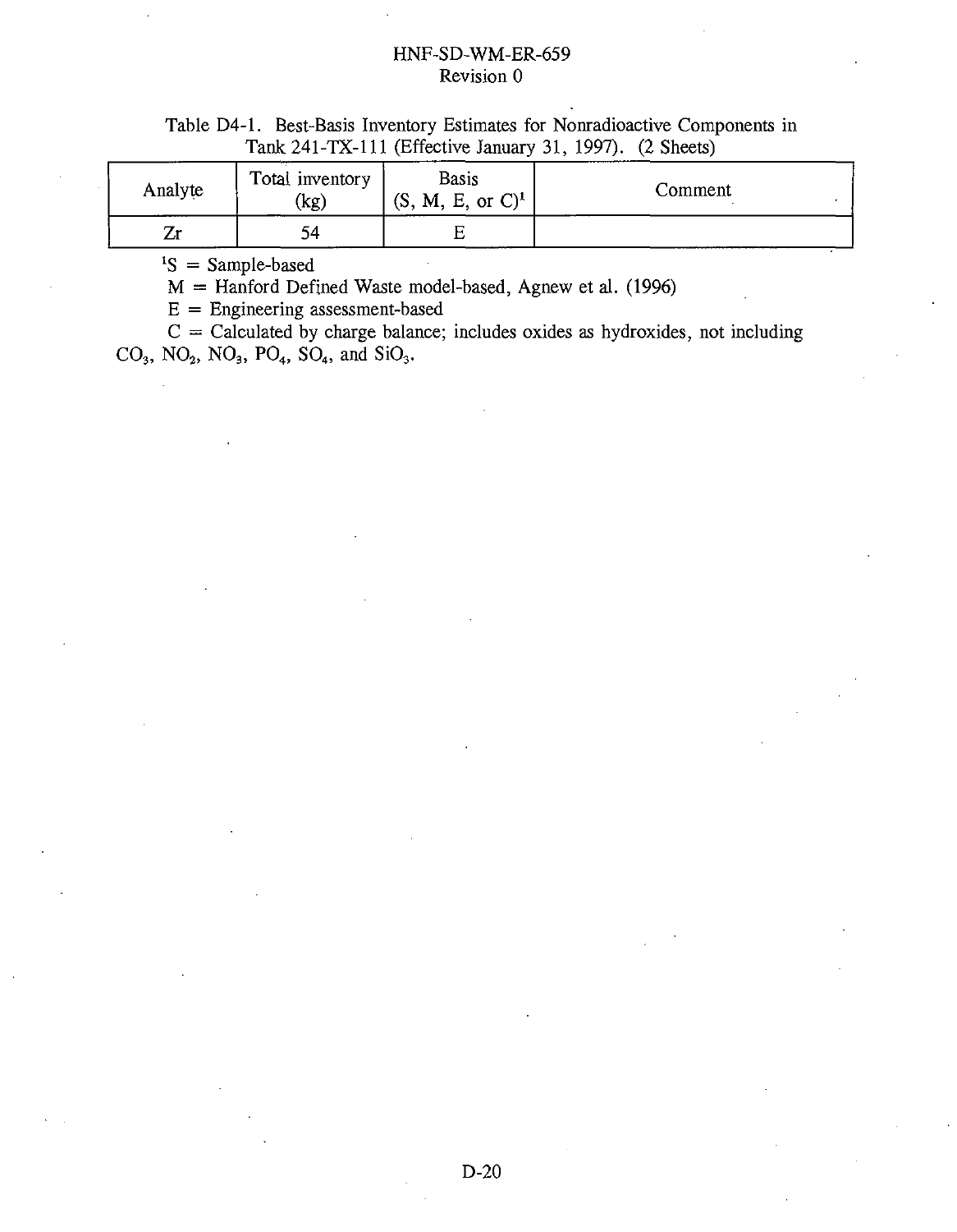Table D4-1. Best-Basis Inventory Estimates for Nonradioactive Components in Tank 241-TX-111 (Effective January 31, 1997). (2 Sheets)

| Analyte | Total inventory (kg) | Basis (S, M, E, or C)[1] | Comment |
|---|---|---|---|
| Zr | 54 | E | |

[1]S = Sample-based

M = Hanford Defined Waste model-based, Agnew et al. (1996)

E = Engineering assessment-based

C = Calculated by charge balance; includes oxides as hydroxides, not including $CO_3$, $NO_2$, $NO_3$, $PO_4$, $SO_4$, and $SiO_3$.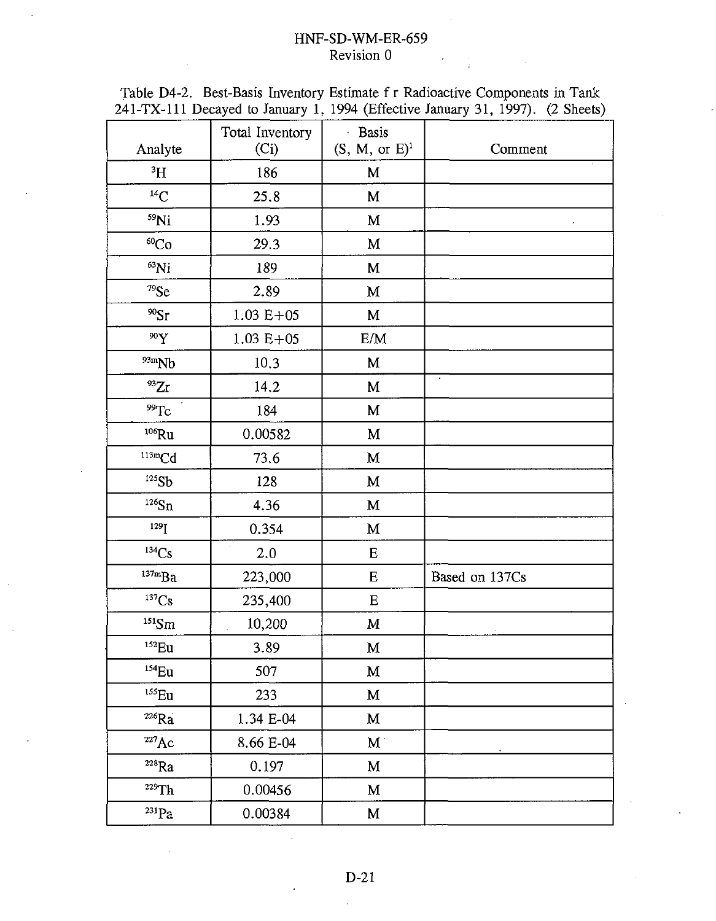Table D4-2. Best-Basis Inventory Estimate f r Radioactive Components in Tank 241-TX-111 Decayed to January 1, 1994 (Effective January 31, 1997). (2 Sheets)

| Analyte | Total Inventory (Ci) | Basis (S, M, or E)[1] | Comment |
|---|---|---|---|
| $^{3}H$ | 186 | M | |
| $^{14}C$ | 25.8 | M | |
| $^{59}Ni$ | 1.93 | M | |
| $^{60}Co$ | 29.3 | M | |
| $^{63}Ni$ | 189 | M | |
| $^{79}Se$ | 2.89 | M | |
| $^{90}Sr$ | 1.03 E+05 | M | |
| $^{90}Y$ | 1.03 E+05 | E/M | |
| $^{93m}Nb$ | 10.3 | M | |
| $^{93}Zr$ | 14.2 | M | |
| $^{99}Tc$ | 184 | M | |
| $^{106}Ru$ | 0.00582 | M | |
| $^{113m}Cd$ | 73.6 | M | |
| $^{125}Sb$ | 128 | M | |
| $^{126}Sn$ | 4.36 | M | |
| $^{129}I$ | 0.354 | M | |
| $^{134}Cs$ | 2.0 | E | |
| $^{137m}Ba$ | 223,000 | E | Based on 137Cs |
| $^{137}Cs$ | 235,400 | E | |
| $^{151}Sm$ | 10,200 | M | |
| $^{152}Eu$ | 3.89 | M | |
| $^{154}Eu$ | 507 | M | |
| $^{155}Eu$ | 233 | M | |
| $^{226}Ra$ | 1.34 E-04 | M | |
| $^{227}Ac$ | 8.66 E-04 | M | |
| $^{228}Ra$ | 0.197 | M | |
| $^{229}Th$ | 0.00456 | M | |
| $^{231}Pa$ | 0.00384 | M | |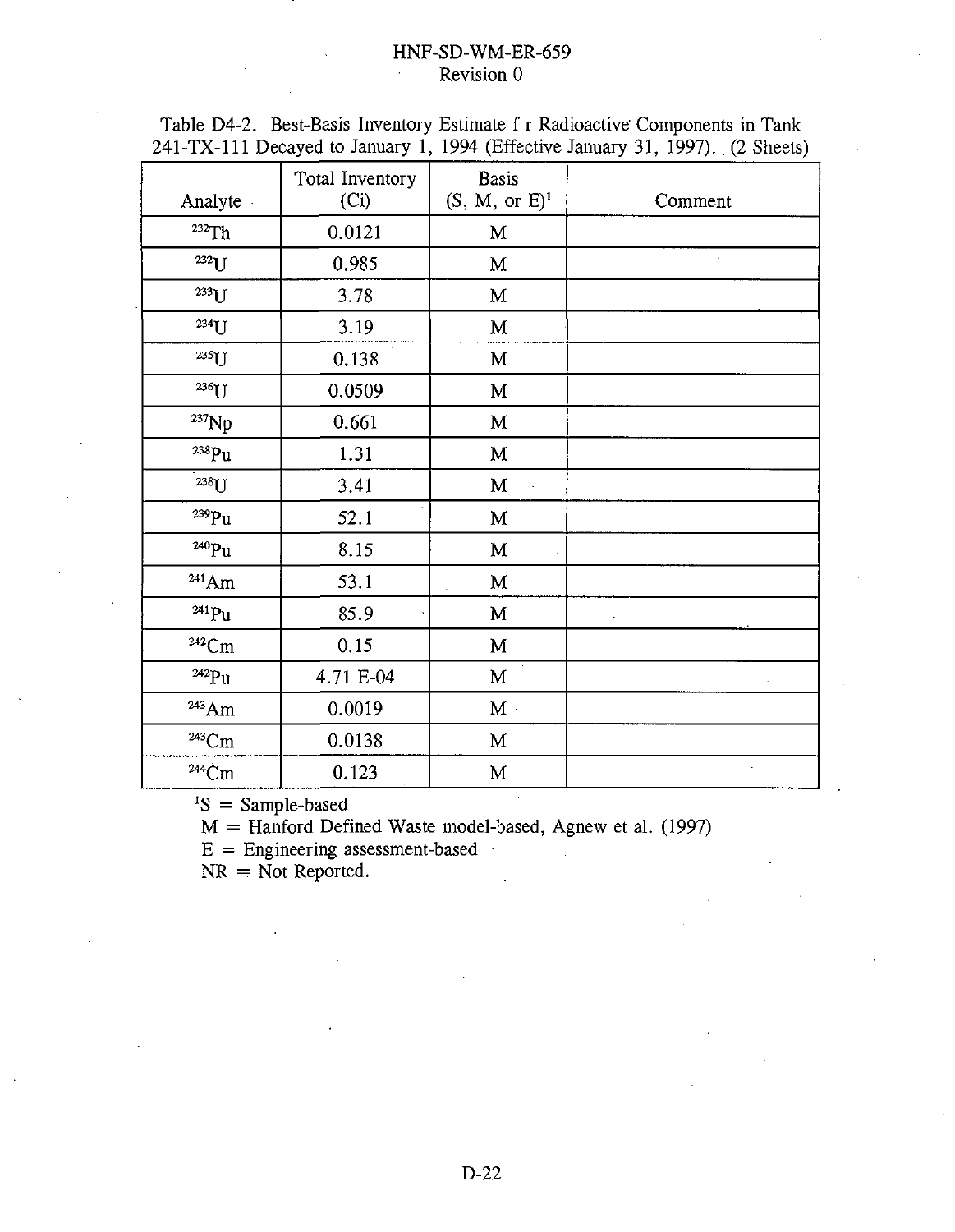Table D4-2. Best-Basis Inventory Estimate f r Radioactive Components in Tank 241-TX-111 Decayed to January 1, 1994 (Effective January 31, 1997). (2 Sheets)

| Analyte | Total Inventory (Ci) | Basis (S, M, or E)[1] | Comment |
|---|---|---|---|
| $^{232}Th$ | 0.0121 | M | |
| $^{232}U$ | 0.985 | M | |
| $^{233}U$ | 3.78 | M | |
| $^{234}U$ | 3.19 | M | |
| $^{235}U$ | 0.138 | M | |
| $^{236}U$ | 0.0509 | M | |
| $^{237}Np$ | 0.661 | M | |
| $^{238}Pu$ | 1.31 | M | |
| $^{238}U$ | 3.41 | M | |
| $^{239}Pu$ | 52.1 | M | |
| $^{240}Pu$ | 8.15 | M | |
| $^{241}Am$ | 53.1 | M | |
| $^{241}Pu$ | 85.9 | M | |
| $^{242}Cm$ | 0.15 | M | |
| $^{242}Pu$ | 4.71 E-04 | M | |
| $^{243}Am$ | 0.0019 | M | |
| $^{243}Cm$ | 0.0138 | M | |
| $^{244}Cm$ | 0.123 | M | |

[1]S = Sample-based
M = Hanford Defined Waste model-based, Agnew et al. (1997)
E = Engineering assessment-based
NR = Not Reported.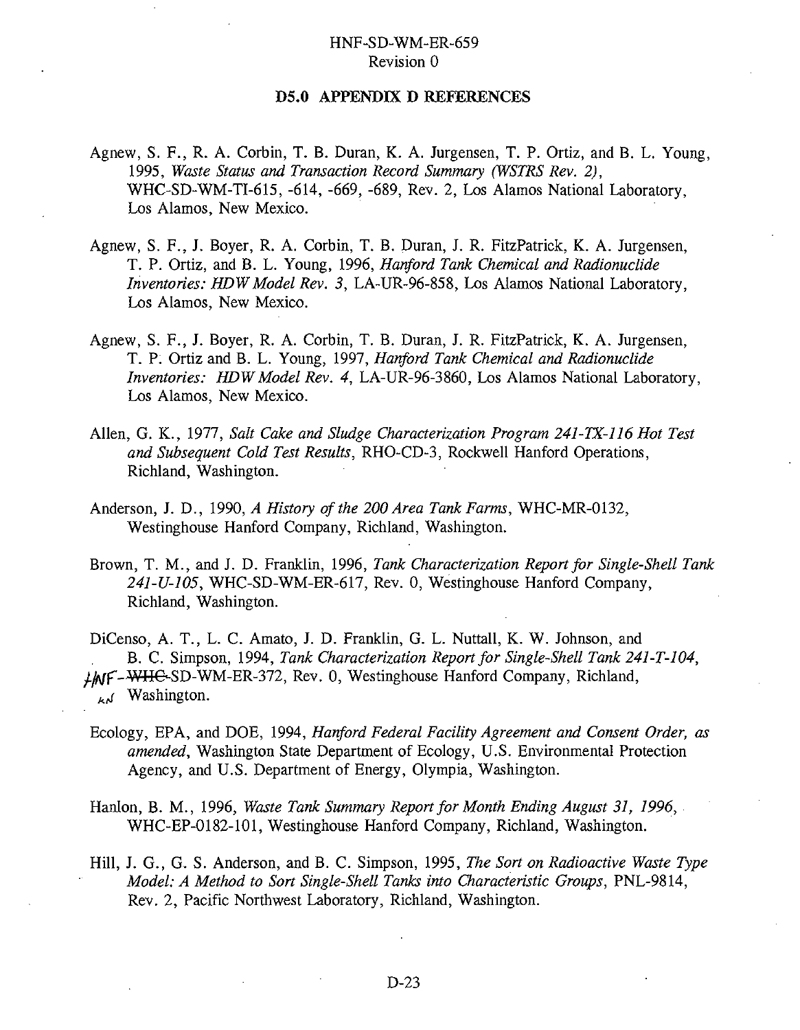## D5.0 APPENDIX D REFERENCES

Agnew, S. F., R. A. Corbin, T. B. Duran, K. A. Jurgensen, T. P. Ortiz, and B. L. Young, 1995, *Waste Status and Transaction Record Summary (WSTRS Rev. 2)*, WHC-SD-WM-TI-615, -614, -669, -689, Rev. 2, Los Alamos National Laboratory, Los Alamos, New Mexico.

Agnew, S. F., J. Boyer, R. A. Corbin, T. B. Duran, J. R. FitzPatrick, K. A. Jurgensen, T. P. Ortiz, and B. L. Young, 1996, *Hanford Tank Chemical and Radionuclide Inventories: HDW Model Rev. 3*, LA-UR-96-858, Los Alamos National Laboratory, Los Alamos, New Mexico.

Agnew, S. F., J. Boyer, R. A. Corbin, T. B. Duran, J. R. FitzPatrick, K. A. Jurgensen, T. P. Ortiz and B. L. Young, 1997, *Hanford Tank Chemical and Radionuclide Inventories: HDW Model Rev. 4*, LA-UR-96-3860, Los Alamos National Laboratory, Los Alamos, New Mexico.

Allen, G. K., 1977, *Salt Cake and Sludge Characterization Program 241-TX-116 Hot Test and Subsequent Cold Test Results*, RHO-CD-3, Rockwell Hanford Operations, Richland, Washington.

Anderson, J. D., 1990, *A History of the 200 Area Tank Farms*, WHC-MR-0132, Westinghouse Hanford Company, Richland, Washington.

Brown, T. M., and J. D. Franklin, 1996, *Tank Characterization Report for Single-Shell Tank 241-U-105*, WHC-SD-WM-ER-617, Rev. 0, Westinghouse Hanford Company, Richland, Washington.

DiCenso, A. T., L. C. Amato, J. D. Franklin, G. L. Nuttall, K. W. Johnson, and B. C. Simpson, 1994, *Tank Characterization Report for Single-Shell Tank 241-T-104*, HNF-~~WHC~~-SD-WM-ER-372, Rev. 0, Westinghouse Hanford Company, Richland, Washington.

Ecology, EPA, and DOE, 1994, *Hanford Federal Facility Agreement and Consent Order, as amended*, Washington State Department of Ecology, U.S. Environmental Protection Agency, and U.S. Department of Energy, Olympia, Washington.

Hanlon, B. M., 1996, *Waste Tank Summary Report for Month Ending August 31, 1996*, WHC-EP-0182-101, Westinghouse Hanford Company, Richland, Washington.

Hill, J. G., G. S. Anderson, and B. C. Simpson, 1995, *The Sort on Radioactive Waste Type Model: A Method to Sort Single-Shell Tanks into Characteristic Groups*, PNL-9814, Rev. 2, Pacific Northwest Laboratory, Richland, Washington.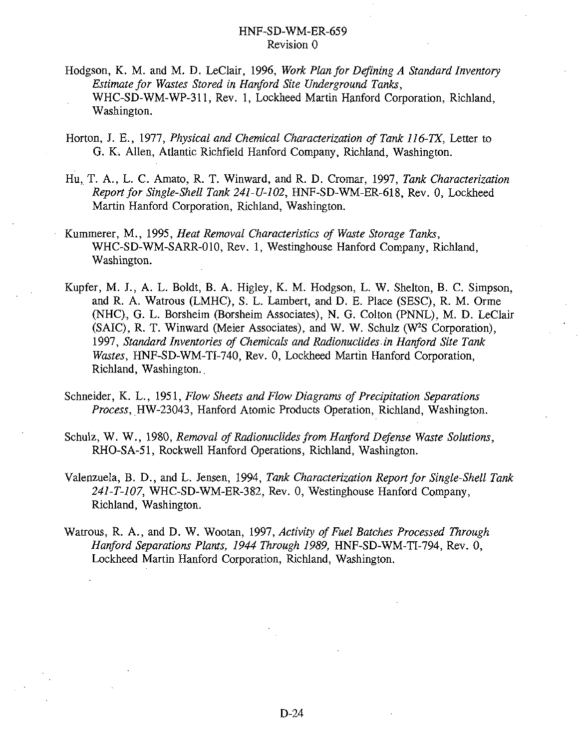Hodgson, K. M. and M. D. LeClair, 1996, *Work Plan for Defining A Standard Inventory Estimate for Wastes Stored in Hanford Site Underground Tanks*, WHC-SD-WM-WP-311, Rev. 1, Lockheed Martin Hanford Corporation, Richland, Washington.

Horton, J. E., 1977, *Physical and Chemical Characterization of Tank 116-TX*, Letter to G. K. Allen, Atlantic Richfield Hanford Company, Richland, Washington.

Hu, T. A., L. C. Amato, R. T. Winward, and R. D. Cromar, 1997, *Tank Characterization Report for Single-Shell Tank 241-U-102*, HNF-SD-WM-ER-618, Rev. 0, Lockheed Martin Hanford Corporation, Richland, Washington.

Kummerer, M., 1995, *Heat Removal Characteristics of Waste Storage Tanks*, WHC-SD-WM-SARR-010, Rev. 1, Westinghouse Hanford Company, Richland, Washington.

Kupfer, M. J., A. L. Boldt, B. A. Higley, K. M. Hodgson, L. W. Shelton, B. C. Simpson, and R. A. Watrous (LMHC), S. L. Lambert, and D. E. Place (SESC), R. M. Orme (NHC), G. L. Borsheim (Borsheim Associates), N. G. Colton (PNNL), M. D. LeClair (SAIC), R. T. Winward (Meier Associates), and W. W. Schulz ($W^2S$ Corporation), 1997, *Standard Inventories of Chemicals and Radionuclides in Hanford Site Tank Wastes*, HNF-SD-WM-TI-740, Rev. 0, Lockheed Martin Hanford Corporation, Richland, Washington.

Schneider, K. L., 1951, *Flow Sheets and Flow Diagrams of Precipitation Separations Process*, HW-23043, Hanford Atomic Products Operation, Richland, Washington.

Schulz, W. W., 1980, *Removal of Radionuclides from Hanford Defense Waste Solutions*, RHO-SA-51, Rockwell Hanford Operations, Richland, Washington.

Valenzuela, B. D., and L. Jensen, 1994, *Tank Characterization Report for Single-Shell Tank 241-T-107*, WHC-SD-WM-ER-382, Rev. 0, Westinghouse Hanford Company, Richland, Washington.

Watrous, R. A., and D. W. Wootan, 1997, *Activity of Fuel Batches Processed Through Hanford Separations Plants, 1944 Through 1989*, HNF-SD-WM-TI-794, Rev. 0, Lockheed Martin Hanford Corporation, Richland, Washington.